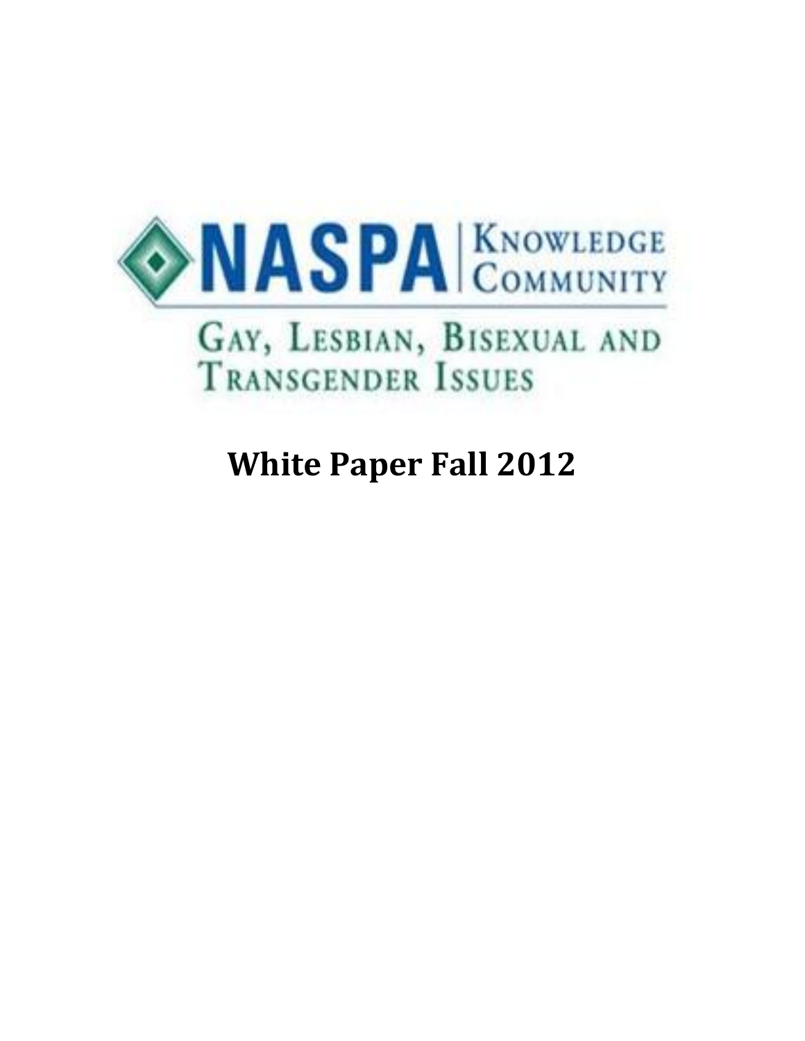NASPA | Knowledge Community

Gay, Lesbian, Bisexual and Transgender Issues

# White Paper Fall 2012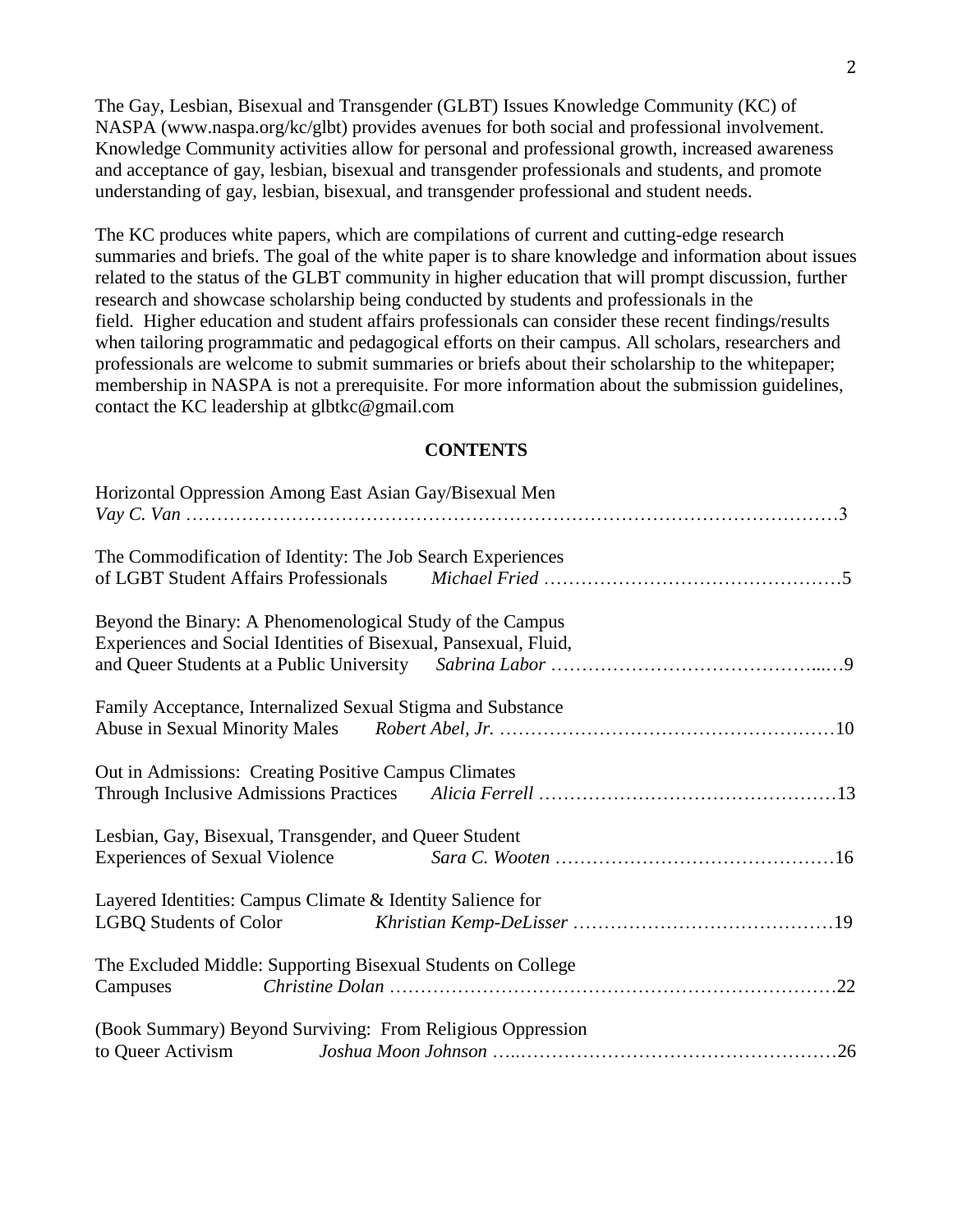The Gay, Lesbian, Bisexual and Transgender (GLBT) Issues Knowledge Community (KC) of NASPA (www.naspa.org/kc/glbt) provides avenues for both social and professional involvement. Knowledge Community activities allow for personal and professional growth, increased awareness and acceptance of gay, lesbian, bisexual and transgender professionals and students, and promote understanding of gay, lesbian, bisexual, and transgender professional and student needs.

The KC produces white papers, which are compilations of current and cutting-edge research summaries and briefs. The goal of the white paper is to share knowledge and information about issues related to the status of the GLBT community in higher education that will prompt discussion, further research and showcase scholarship being conducted by students and professionals in the field. Higher education and student affairs professionals can consider these recent findings/results when tailoring programmatic and pedagogical efforts on their campus. All scholars, researchers and professionals are welcome to submit summaries or briefs about their scholarship to the whitepaper; membership in NASPA is not a prerequisite. For more information about the submission guidelines, contact the KC leadership at glbtkc@gmail.com

**CONTENTS**

Horizontal Oppression Among East Asian Gay/Bisexual Men
*Vay C. Van* ……………………………………………………………………………………………3

The Commodification of Identity: The Job Search Experiences
of LGBT Student Affairs Professionals *Michael Fried* …………………………………………5

Beyond the Binary: A Phenomenological Study of the Campus
Experiences and Social Identities of Bisexual, Pansexual, Fluid,
and Queer Students at a Public University *Sabrina Labor* ……………………………………...9

Family Acceptance, Internalized Sexual Stigma and Substance
Abuse in Sexual Minority Males *Robert Abel, Jr.* ………………………………………………10

Out in Admissions: Creating Positive Campus Climates
Through Inclusive Admissions Practices *Alicia Ferrell* …………………………………………13

Lesbian, Gay, Bisexual, Transgender, and Queer Student
Experiences of Sexual Violence *Sara C. Wooten* ………………………………………16

Layered Identities: Campus Climate & Identity Salience for
LGBQ Students of Color *Khristian Kemp-DeLisser* ……………………………………19

The Excluded Middle: Supporting Bisexual Students on College
Campuses *Christine Dolan* ………………………………………………………………22

(Book Summary) Beyond Surviving: From Religious Oppression
to Queer Activism *Joshua Moon Johnson* …..……………………………………………26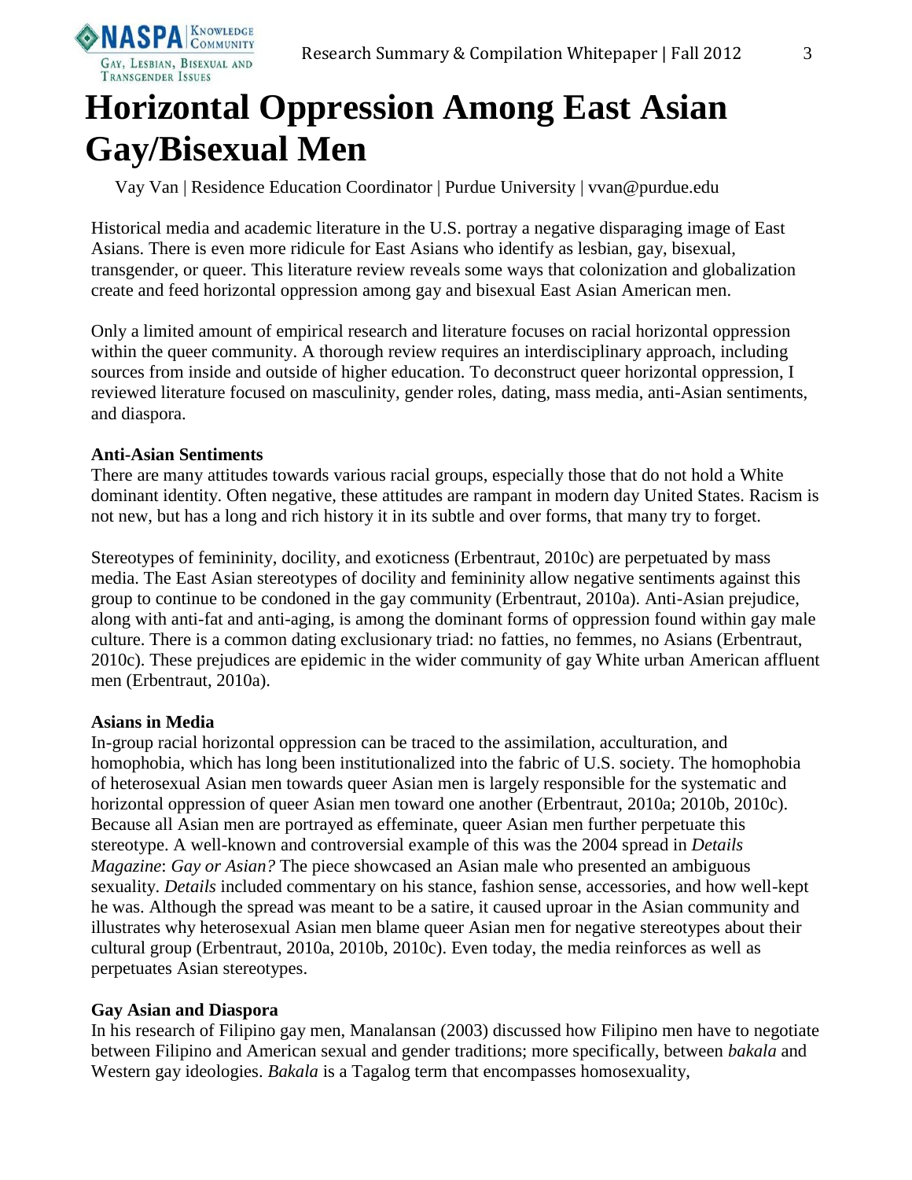# Horizontal Oppression Among East Asian Gay/Bisexual Men

Vay Van | Residence Education Coordinator | Purdue University | vvan@purdue.edu

Historical media and academic literature in the U.S. portray a negative disparaging image of East Asians. There is even more ridicule for East Asians who identify as lesbian, gay, bisexual, transgender, or queer. This literature review reveals some ways that colonization and globalization create and feed horizontal oppression among gay and bisexual East Asian American men.

Only a limited amount of empirical research and literature focuses on racial horizontal oppression within the queer community. A thorough review requires an interdisciplinary approach, including sources from inside and outside of higher education. To deconstruct queer horizontal oppression, I reviewed literature focused on masculinity, gender roles, dating, mass media, anti-Asian sentiments, and diaspora.

**Anti-Asian Sentiments**

There are many attitudes towards various racial groups, especially those that do not hold a White dominant identity. Often negative, these attitudes are rampant in modern day United States. Racism is not new, but has a long and rich history it in its subtle and over forms, that many try to forget.

Stereotypes of femininity, docility, and exoticness (Erbentraut, 2010c) are perpetuated by mass media. The East Asian stereotypes of docility and femininity allow negative sentiments against this group to continue to be condoned in the gay community (Erbentraut, 2010a). Anti-Asian prejudice, along with anti-fat and anti-aging, is among the dominant forms of oppression found within gay male culture. There is a common dating exclusionary triad: no fatties, no femmes, no Asians (Erbentraut, 2010c). These prejudices are epidemic in the wider community of gay White urban American affluent men (Erbentraut, 2010a).

**Asians in Media**

In-group racial horizontal oppression can be traced to the assimilation, acculturation, and homophobia, which has long been institutionalized into the fabric of U.S. society. The homophobia of heterosexual Asian men towards queer Asian men is largely responsible for the systematic and horizontal oppression of queer Asian men toward one another (Erbentraut, 2010a; 2010b, 2010c). Because all Asian men are portrayed as effeminate, queer Asian men further perpetuate this stereotype. A well-known and controversial example of this was the 2004 spread in *Details Magazine*: *Gay or Asian?* The piece showcased an Asian male who presented an ambiguous sexuality. *Details* included commentary on his stance, fashion sense, accessories, and how well-kept he was. Although the spread was meant to be a satire, it caused uproar in the Asian community and illustrates why heterosexual Asian men blame queer Asian men for negative stereotypes about their cultural group (Erbentraut, 2010a, 2010b, 2010c). Even today, the media reinforces as well as perpetuates Asian stereotypes.

**Gay Asian and Diaspora**

In his research of Filipino gay men, Manalansan (2003) discussed how Filipino men have to negotiate between Filipino and American sexual and gender traditions; more specifically, between *bakala* and Western gay ideologies. *Bakala* is a Tagalog term that encompasses homosexuality,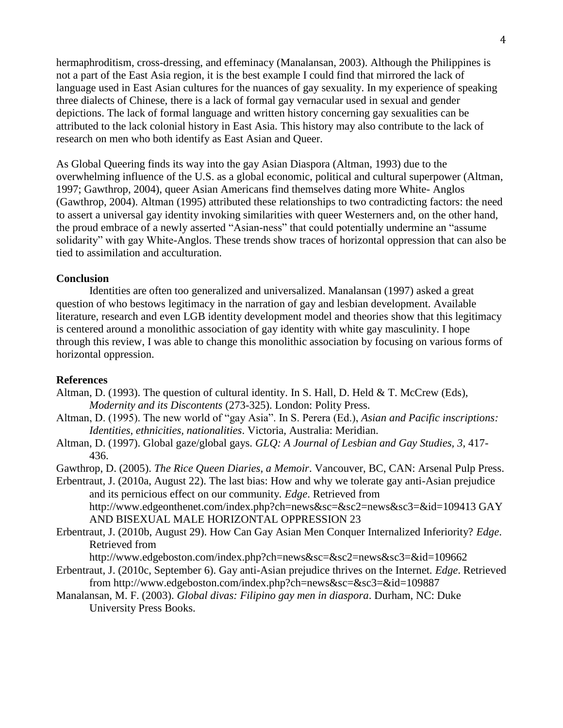hermaphroditism, cross-dressing, and effeminacy (Manalansan, 2003). Although the Philippines is not a part of the East Asia region, it is the best example I could find that mirrored the lack of language used in East Asian cultures for the nuances of gay sexuality. In my experience of speaking three dialects of Chinese, there is a lack of formal gay vernacular used in sexual and gender depictions. The lack of formal language and written history concerning gay sexualities can be attributed to the lack colonial history in East Asia. This history may also contribute to the lack of research on men who both identify as East Asian and Queer.

As Global Queering finds its way into the gay Asian Diaspora (Altman, 1993) due to the overwhelming influence of the U.S. as a global economic, political and cultural superpower (Altman, 1997; Gawthrop, 2004), queer Asian Americans find themselves dating more White- Anglos (Gawthrop, 2004). Altman (1995) attributed these relationships to two contradicting factors: the need to assert a universal gay identity invoking similarities with queer Westerners and, on the other hand, the proud embrace of a newly asserted "Asian-ness" that could potentially undermine an "assume solidarity" with gay White-Anglos. These trends show traces of horizontal oppression that can also be tied to assimilation and acculturation.

## Conclusion

Identities are often too generalized and universalized. Manalansan (1997) asked a great question of who bestows legitimacy in the narration of gay and lesbian development. Available literature, research and even LGB identity development model and theories show that this legitimacy is centered around a monolithic association of gay identity with white gay masculinity. I hope through this review, I was able to change this monolithic association by focusing on various forms of horizontal oppression.

## References

Altman, D. (1993). The question of cultural identity. In S. Hall, D. Held & T. McCrew (Eds), *Modernity and its Discontents* (273-325). London: Polity Press.

Altman, D. (1995). The new world of "gay Asia". In S. Perera (Ed.), *Asian and Pacific inscriptions: Identities, ethnicities, nationalities*. Victoria, Australia: Meridian.

Altman, D. (1997). Global gaze/global gays. *GLQ: A Journal of Lesbian and Gay Studies, 3*, 417-436.

Gawthrop, D. (2005). *The Rice Queen Diaries, a Memoir*. Vancouver, BC, CAN: Arsenal Pulp Press.

Erbentraut, J. (2010a, August 22). The last bias: How and why we tolerate gay anti-Asian prejudice and its pernicious effect on our community. *Edge*. Retrieved from http://www.edgeonthenet.com/index.php?ch=news&sc=&sc2=news&sc3=&id=109413 GAY AND BISEXUAL MALE HORIZONTAL OPPRESSION 23

Erbentraut, J. (2010b, August 29). How Can Gay Asian Men Conquer Internalized Inferiority? *Edge*. Retrieved from http://www.edgeboston.com/index.php?ch=news&sc=&sc2=news&sc3=&id=109662

Erbentraut, J. (2010c, September 6). Gay anti-Asian prejudice thrives on the Internet. *Edge*. Retrieved from http://www.edgeboston.com/index.php?ch=news&sc=&sc3=&id=109887

Manalansan, M. F. (2003). *Global divas: Filipino gay men in diaspora*. Durham, NC: Duke University Press Books.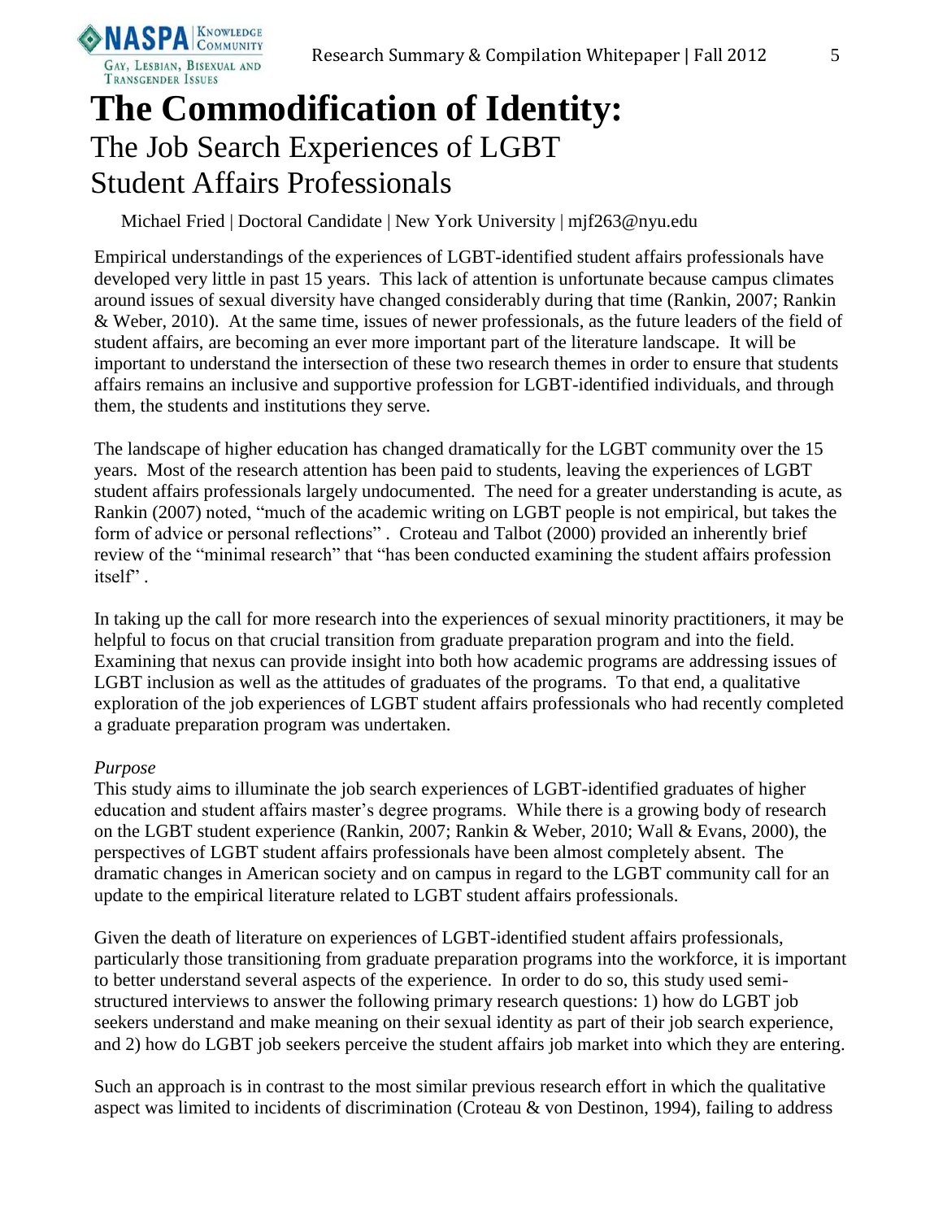# The Commodification of Identity:

## The Job Search Experiences of LGBT Student Affairs Professionals

Michael Fried | Doctoral Candidate | New York University | mjf263@nyu.edu

Empirical understandings of the experiences of LGBT-identified student affairs professionals have developed very little in past 15 years. This lack of attention is unfortunate because campus climates around issues of sexual diversity have changed considerably during that time (Rankin, 2007; Rankin & Weber, 2010). At the same time, issues of newer professionals, as the future leaders of the field of student affairs, are becoming an ever more important part of the literature landscape. It will be important to understand the intersection of these two research themes in order to ensure that students affairs remains an inclusive and supportive profession for LGBT-identified individuals, and through them, the students and institutions they serve.

The landscape of higher education has changed dramatically for the LGBT community over the 15 years. Most of the research attention has been paid to students, leaving the experiences of LGBT student affairs professionals largely undocumented. The need for a greater understanding is acute, as Rankin (2007) noted, "much of the academic writing on LGBT people is not empirical, but takes the form of advice or personal reflections" . Croteau and Talbot (2000) provided an inherently brief review of the "minimal research" that "has been conducted examining the student affairs profession itself" .

In taking up the call for more research into the experiences of sexual minority practitioners, it may be helpful to focus on that crucial transition from graduate preparation program and into the field. Examining that nexus can provide insight into both how academic programs are addressing issues of LGBT inclusion as well as the attitudes of graduates of the programs. To that end, a qualitative exploration of the job experiences of LGBT student affairs professionals who had recently completed a graduate preparation program was undertaken.

*Purpose*

This study aims to illuminate the job search experiences of LGBT-identified graduates of higher education and student affairs master's degree programs. While there is a growing body of research on the LGBT student experience (Rankin, 2007; Rankin & Weber, 2010; Wall & Evans, 2000), the perspectives of LGBT student affairs professionals have been almost completely absent. The dramatic changes in American society and on campus in regard to the LGBT community call for an update to the empirical literature related to LGBT student affairs professionals.

Given the death of literature on experiences of LGBT-identified student affairs professionals, particularly those transitioning from graduate preparation programs into the workforce, it is important to better understand several aspects of the experience. In order to do so, this study used semi-structured interviews to answer the following primary research questions: 1) how do LGBT job seekers understand and make meaning on their sexual identity as part of their job search experience, and 2) how do LGBT job seekers perceive the student affairs job market into which they are entering.

Such an approach is in contrast to the most similar previous research effort in which the qualitative aspect was limited to incidents of discrimination (Croteau & von Destinon, 1994), failing to address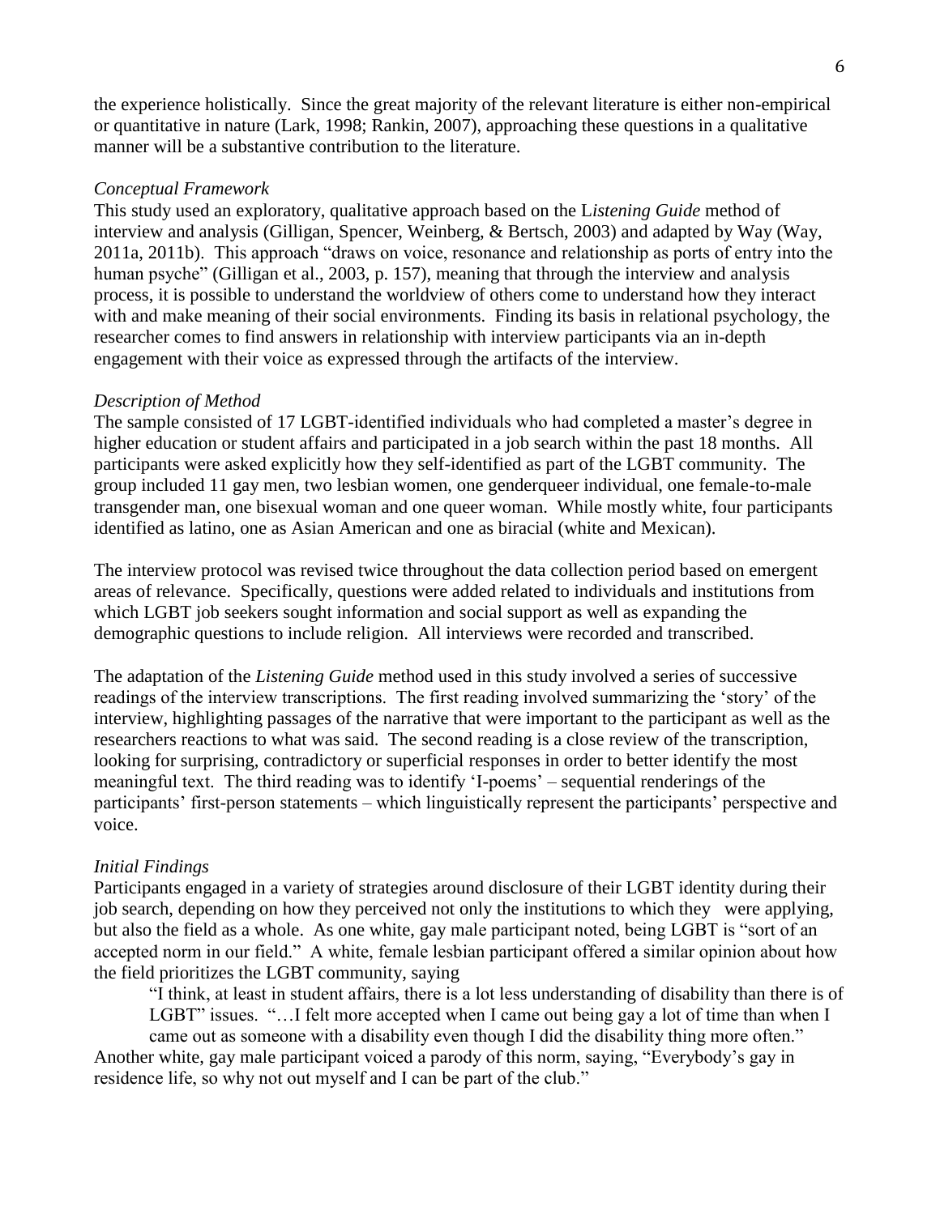the experience holistically. Since the great majority of the relevant literature is either non-empirical or quantitative in nature (Lark, 1998; Rankin, 2007), approaching these questions in a qualitative manner will be a substantive contribution to the literature.

*Conceptual Framework*

This study used an exploratory, qualitative approach based on the L*istening Guide* method of interview and analysis (Gilligan, Spencer, Weinberg, & Bertsch, 2003) and adapted by Way (Way, 2011a, 2011b). This approach "draws on voice, resonance and relationship as ports of entry into the human psyche" (Gilligan et al., 2003, p. 157), meaning that through the interview and analysis process, it is possible to understand the worldview of others come to understand how they interact with and make meaning of their social environments. Finding its basis in relational psychology, the researcher comes to find answers in relationship with interview participants via an in-depth engagement with their voice as expressed through the artifacts of the interview.

*Description of Method*

The sample consisted of 17 LGBT-identified individuals who had completed a master's degree in higher education or student affairs and participated in a job search within the past 18 months. All participants were asked explicitly how they self-identified as part of the LGBT community. The group included 11 gay men, two lesbian women, one genderqueer individual, one female-to-male transgender man, one bisexual woman and one queer woman. While mostly white, four participants identified as latino, one as Asian American and one as biracial (white and Mexican).

The interview protocol was revised twice throughout the data collection period based on emergent areas of relevance. Specifically, questions were added related to individuals and institutions from which LGBT job seekers sought information and social support as well as expanding the demographic questions to include religion. All interviews were recorded and transcribed.

The adaptation of the *Listening Guide* method used in this study involved a series of successive readings of the interview transcriptions. The first reading involved summarizing the 'story' of the interview, highlighting passages of the narrative that were important to the participant as well as the researchers reactions to what was said. The second reading is a close review of the transcription, looking for surprising, contradictory or superficial responses in order to better identify the most meaningful text. The third reading was to identify 'I-poems' – sequential renderings of the participants' first-person statements – which linguistically represent the participants' perspective and voice.

*Initial Findings*

Participants engaged in a variety of strategies around disclosure of their LGBT identity during their job search, depending on how they perceived not only the institutions to which they were applying, but also the field as a whole. As one white, gay male participant noted, being LGBT is "sort of an accepted norm in our field." A white, female lesbian participant offered a similar opinion about how the field prioritizes the LGBT community, saying

> "I think, at least in student affairs, there is a lot less understanding of disability than there is of LGBT" issues. "…I felt more accepted when I came out being gay a lot of time than when I came out as someone with a disability even though I did the disability thing more often."

Another white, gay male participant voiced a parody of this norm, saying, "Everybody's gay in residence life, so why not out myself and I can be part of the club."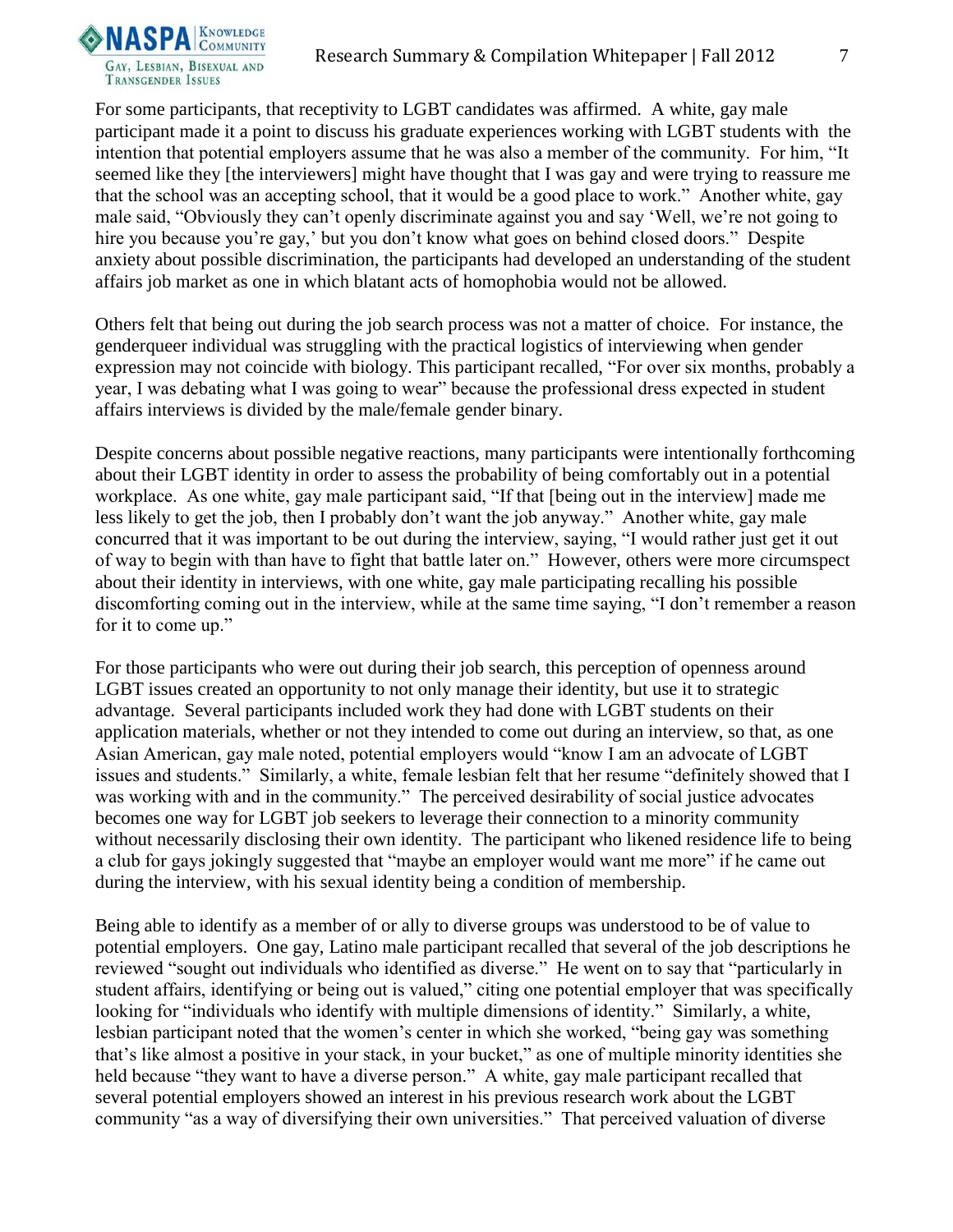For some participants, that receptivity to LGBT candidates was affirmed. A white, gay male participant made it a point to discuss his graduate experiences working with LGBT students with the intention that potential employers assume that he was also a member of the community. For him, "It seemed like they [the interviewers] might have thought that I was gay and were trying to reassure me that the school was an accepting school, that it would be a good place to work." Another white, gay male said, "Obviously they can't openly discriminate against you and say 'Well, we're not going to hire you because you're gay,' but you don't know what goes on behind closed doors." Despite anxiety about possible discrimination, the participants had developed an understanding of the student affairs job market as one in which blatant acts of homophobia would not be allowed.

Others felt that being out during the job search process was not a matter of choice. For instance, the genderqueer individual was struggling with the practical logistics of interviewing when gender expression may not coincide with biology. This participant recalled, "For over six months, probably a year, I was debating what I was going to wear" because the professional dress expected in student affairs interviews is divided by the male/female gender binary.

Despite concerns about possible negative reactions, many participants were intentionally forthcoming about their LGBT identity in order to assess the probability of being comfortably out in a potential workplace. As one white, gay male participant said, "If that [being out in the interview] made me less likely to get the job, then I probably don't want the job anyway." Another white, gay male concurred that it was important to be out during the interview, saying, "I would rather just get it out of way to begin with than have to fight that battle later on." However, others were more circumspect about their identity in interviews, with one white, gay male participating recalling his possible discomforting coming out in the interview, while at the same time saying, "I don't remember a reason for it to come up."

For those participants who were out during their job search, this perception of openness around LGBT issues created an opportunity to not only manage their identity, but use it to strategic advantage. Several participants included work they had done with LGBT students on their application materials, whether or not they intended to come out during an interview, so that, as one Asian American, gay male noted, potential employers would "know I am an advocate of LGBT issues and students." Similarly, a white, female lesbian felt that her resume "definitely showed that I was working with and in the community." The perceived desirability of social justice advocates becomes one way for LGBT job seekers to leverage their connection to a minority community without necessarily disclosing their own identity. The participant who likened residence life to being a club for gays jokingly suggested that "maybe an employer would want me more" if he came out during the interview, with his sexual identity being a condition of membership.

Being able to identify as a member of or ally to diverse groups was understood to be of value to potential employers. One gay, Latino male participant recalled that several of the job descriptions he reviewed "sought out individuals who identified as diverse." He went on to say that "particularly in student affairs, identifying or being out is valued," citing one potential employer that was specifically looking for "individuals who identify with multiple dimensions of identity." Similarly, a white, lesbian participant noted that the women's center in which she worked, "being gay was something that's like almost a positive in your stack, in your bucket," as one of multiple minority identities she held because "they want to have a diverse person." A white, gay male participant recalled that several potential employers showed an interest in his previous research work about the LGBT community "as a way of diversifying their own universities." That perceived valuation of diverse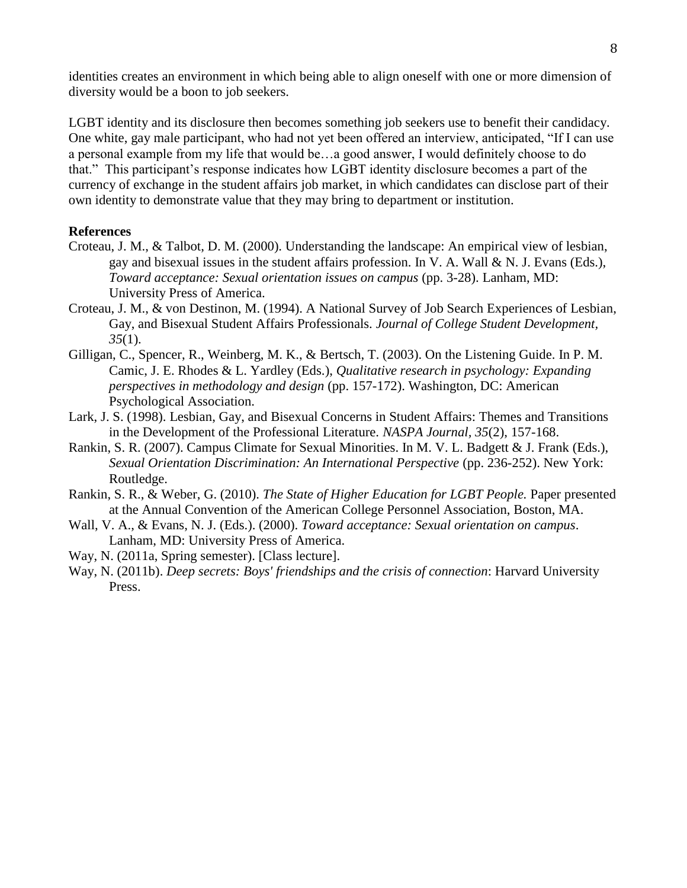identities creates an environment in which being able to align oneself with one or more dimension of diversity would be a boon to job seekers.

LGBT identity and its disclosure then becomes something job seekers use to benefit their candidacy. One white, gay male participant, who had not yet been offered an interview, anticipated, “If I can use a personal example from my life that would be…a good answer, I would definitely choose to do that.” This participant’s response indicates how LGBT identity disclosure becomes a part of the currency of exchange in the student affairs job market, in which candidates can disclose part of their own identity to demonstrate value that they may bring to department or institution.

**References**

Croteau, J. M., & Talbot, D. M. (2000). Understanding the landscape: An empirical view of lesbian, gay and bisexual issues in the student affairs profession. In V. A. Wall & N. J. Evans (Eds.), *Toward acceptance: Sexual orientation issues on campus* (pp. 3-28). Lanham, MD: University Press of America.

Croteau, J. M., & von Destinon, M. (1994). A National Survey of Job Search Experiences of Lesbian, Gay, and Bisexual Student Affairs Professionals. *Journal of College Student Development, 35*(1).

Gilligan, C., Spencer, R., Weinberg, M. K., & Bertsch, T. (2003). On the Listening Guide. In P. M. Camic, J. E. Rhodes & L. Yardley (Eds.), *Qualitative research in psychology: Expanding perspectives in methodology and design* (pp. 157-172). Washington, DC: American Psychological Association.

Lark, J. S. (1998). Lesbian, Gay, and Bisexual Concerns in Student Affairs: Themes and Transitions in the Development of the Professional Literature. *NASPA Journal, 35*(2), 157-168.

Rankin, S. R. (2007). Campus Climate for Sexual Minorities. In M. V. L. Badgett & J. Frank (Eds.), *Sexual Orientation Discrimination: An International Perspective* (pp. 236-252). New York: Routledge.

Rankin, S. R., & Weber, G. (2010). *The State of Higher Education for LGBT People.* Paper presented at the Annual Convention of the American College Personnel Association, Boston, MA.

Wall, V. A., & Evans, N. J. (Eds.). (2000). *Toward acceptance: Sexual orientation on campus*. Lanham, MD: University Press of America.

Way, N. (2011a, Spring semester). [Class lecture].

Way, N. (2011b). *Deep secrets: Boys' friendships and the crisis of connection*: Harvard University Press.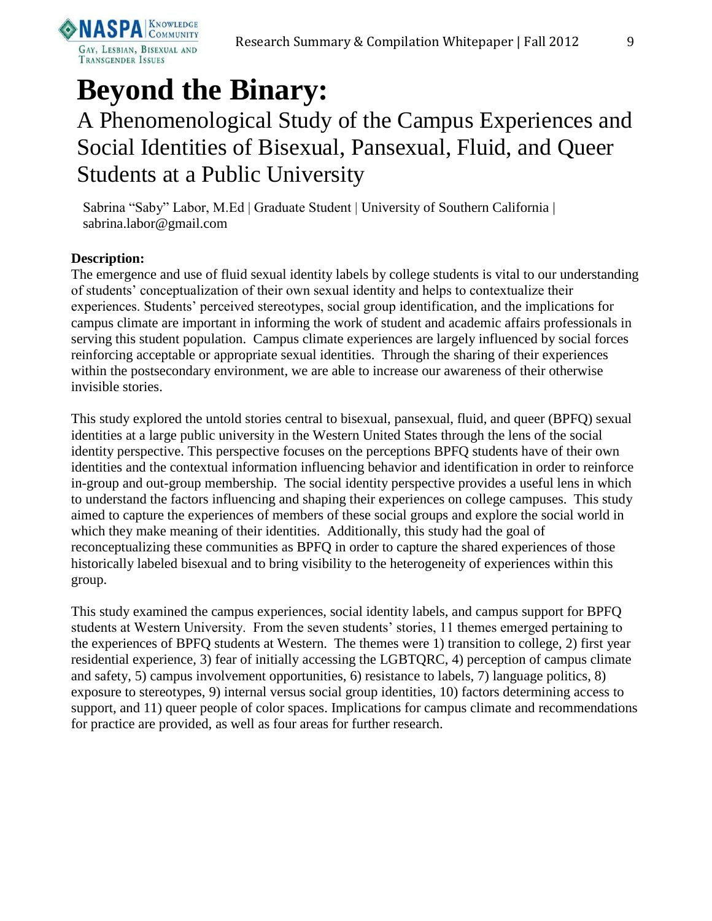# Beyond the Binary:

## A Phenomenological Study of the Campus Experiences and Social Identities of Bisexual, Pansexual, Fluid, and Queer Students at a Public University

Sabrina "Saby" Labor, M.Ed | Graduate Student | University of Southern California | sabrina.labor@gmail.com

**Description:**

The emergence and use of fluid sexual identity labels by college students is vital to our understanding of students' conceptualization of their own sexual identity and helps to contextualize their experiences. Students' perceived stereotypes, social group identification, and the implications for campus climate are important in informing the work of student and academic affairs professionals in serving this student population. Campus climate experiences are largely influenced by social forces reinforcing acceptable or appropriate sexual identities. Through the sharing of their experiences within the postsecondary environment, we are able to increase our awareness of their otherwise invisible stories.

This study explored the untold stories central to bisexual, pansexual, fluid, and queer (BPFQ) sexual identities at a large public university in the Western United States through the lens of the social identity perspective. This perspective focuses on the perceptions BPFQ students have of their own identities and the contextual information influencing behavior and identification in order to reinforce in-group and out-group membership. The social identity perspective provides a useful lens in which to understand the factors influencing and shaping their experiences on college campuses. This study aimed to capture the experiences of members of these social groups and explore the social world in which they make meaning of their identities. Additionally, this study had the goal of reconceptualizing these communities as BPFQ in order to capture the shared experiences of those historically labeled bisexual and to bring visibility to the heterogeneity of experiences within this group.

This study examined the campus experiences, social identity labels, and campus support for BPFQ students at Western University. From the seven students' stories, 11 themes emerged pertaining to the experiences of BPFQ students at Western. The themes were 1) transition to college, 2) first year residential experience, 3) fear of initially accessing the LGBTQRC, 4) perception of campus climate and safety, 5) campus involvement opportunities, 6) resistance to labels, 7) language politics, 8) exposure to stereotypes, 9) internal versus social group identities, 10) factors determining access to support, and 11) queer people of color spaces. Implications for campus climate and recommendations for practice are provided, as well as four areas for further research.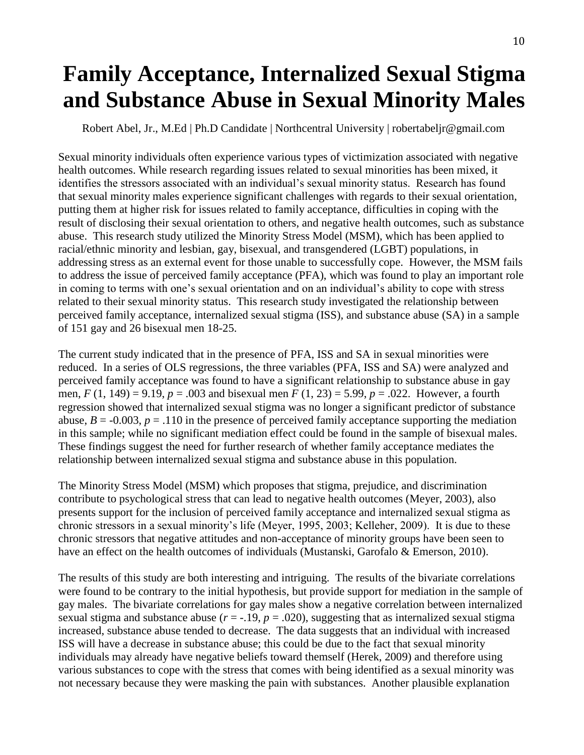# Family Acceptance, Internalized Sexual Stigma and Substance Abuse in Sexual Minority Males

Robert Abel, Jr., M.Ed | Ph.D Candidate | Northcentral University | robertabeljr@gmail.com

Sexual minority individuals often experience various types of victimization associated with negative health outcomes. While research regarding issues related to sexual minorities has been mixed, it identifies the stressors associated with an individual's sexual minority status. Research has found that sexual minority males experience significant challenges with regards to their sexual orientation, putting them at higher risk for issues related to family acceptance, difficulties in coping with the result of disclosing their sexual orientation to others, and negative health outcomes, such as substance abuse. This research study utilized the Minority Stress Model (MSM), which has been applied to racial/ethnic minority and lesbian, gay, bisexual, and transgendered (LGBT) populations, in addressing stress as an external event for those unable to successfully cope. However, the MSM fails to address the issue of perceived family acceptance (PFA), which was found to play an important role in coming to terms with one's sexual orientation and on an individual's ability to cope with stress related to their sexual minority status. This research study investigated the relationship between perceived family acceptance, internalized sexual stigma (ISS), and substance abuse (SA) in a sample of 151 gay and 26 bisexual men 18-25.

The current study indicated that in the presence of PFA, ISS and SA in sexual minorities were reduced. In a series of OLS regressions, the three variables (PFA, ISS and SA) were analyzed and perceived family acceptance was found to have a significant relationship to substance abuse in gay men, $F$ (1, 149) = 9.19, $p$ = .003 and bisexual men $F$ (1, 23) = 5.99, $p$ = .022. However, a fourth regression showed that internalized sexual stigma was no longer a significant predictor of substance abuse, $B$ = -0.003, $p$ = .110 in the presence of perceived family acceptance supporting the mediation in this sample; while no significant mediation effect could be found in the sample of bisexual males. These findings suggest the need for further research of whether family acceptance mediates the relationship between internalized sexual stigma and substance abuse in this population.

The Minority Stress Model (MSM) which proposes that stigma, prejudice, and discrimination contribute to psychological stress that can lead to negative health outcomes (Meyer, 2003), also presents support for the inclusion of perceived family acceptance and internalized sexual stigma as chronic stressors in a sexual minority's life (Meyer, 1995, 2003; Kelleher, 2009). It is due to these chronic stressors that negative attitudes and non-acceptance of minority groups have been seen to have an effect on the health outcomes of individuals (Mustanski, Garofalo & Emerson, 2010).

The results of this study are both interesting and intriguing. The results of the bivariate correlations were found to be contrary to the initial hypothesis, but provide support for mediation in the sample of gay males. The bivariate correlations for gay males show a negative correlation between internalized sexual stigma and substance abuse ($r$ = -.19, $p$ = .020), suggesting that as internalized sexual stigma increased, substance abuse tended to decrease. The data suggests that an individual with increased ISS will have a decrease in substance abuse; this could be due to the fact that sexual minority individuals may already have negative beliefs toward themself (Herek, 2009) and therefore using various substances to cope with the stress that comes with being identified as a sexual minority was not necessary because they were masking the pain with substances. Another plausible explanation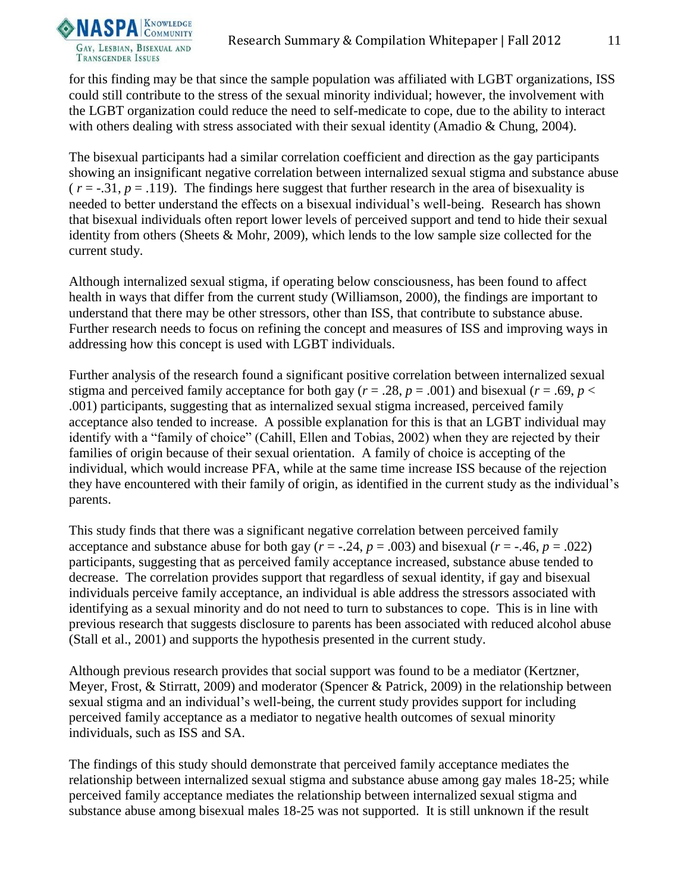for this finding may be that since the sample population was affiliated with LGBT organizations, ISS could still contribute to the stress of the sexual minority individual; however, the involvement with the LGBT organization could reduce the need to self-medicate to cope, due to the ability to interact with others dealing with stress associated with their sexual identity (Amadio & Chung, 2004).

The bisexual participants had a similar correlation coefficient and direction as the gay participants showing an insignificant negative correlation between internalized sexual stigma and substance abuse ( $r = -.31$, $p = .119$). The findings here suggest that further research in the area of bisexuality is needed to better understand the effects on a bisexual individual's well-being. Research has shown that bisexual individuals often report lower levels of perceived support and tend to hide their sexual identity from others (Sheets & Mohr, 2009), which lends to the low sample size collected for the current study.

Although internalized sexual stigma, if operating below consciousness, has been found to affect health in ways that differ from the current study (Williamson, 2000), the findings are important to understand that there may be other stressors, other than ISS, that contribute to substance abuse. Further research needs to focus on refining the concept and measures of ISS and improving ways in addressing how this concept is used with LGBT individuals.

Further analysis of the research found a significant positive correlation between internalized sexual stigma and perceived family acceptance for both gay ($r = .28$, $p = .001$) and bisexual ($r = .69$, $p < .001$) participants, suggesting that as internalized sexual stigma increased, perceived family acceptance also tended to increase. A possible explanation for this is that an LGBT individual may identify with a "family of choice" (Cahill, Ellen and Tobias, 2002) when they are rejected by their families of origin because of their sexual orientation. A family of choice is accepting of the individual, which would increase PFA, while at the same time increase ISS because of the rejection they have encountered with their family of origin, as identified in the current study as the individual's parents.

This study finds that there was a significant negative correlation between perceived family acceptance and substance abuse for both gay ($r = -.24$, $p = .003$) and bisexual ($r = -.46$, $p = .022$) participants, suggesting that as perceived family acceptance increased, substance abuse tended to decrease. The correlation provides support that regardless of sexual identity, if gay and bisexual individuals perceive family acceptance, an individual is able address the stressors associated with identifying as a sexual minority and do not need to turn to substances to cope. This is in line with previous research that suggests disclosure to parents has been associated with reduced alcohol abuse (Stall et al., 2001) and supports the hypothesis presented in the current study.

Although previous research provides that social support was found to be a mediator (Kertzner, Meyer, Frost, & Stirratt, 2009) and moderator (Spencer & Patrick, 2009) in the relationship between sexual stigma and an individual's well-being, the current study provides support for including perceived family acceptance as a mediator to negative health outcomes of sexual minority individuals, such as ISS and SA.

The findings of this study should demonstrate that perceived family acceptance mediates the relationship between internalized sexual stigma and substance abuse among gay males 18-25; while perceived family acceptance mediates the relationship between internalized sexual stigma and substance abuse among bisexual males 18-25 was not supported. It is still unknown if the result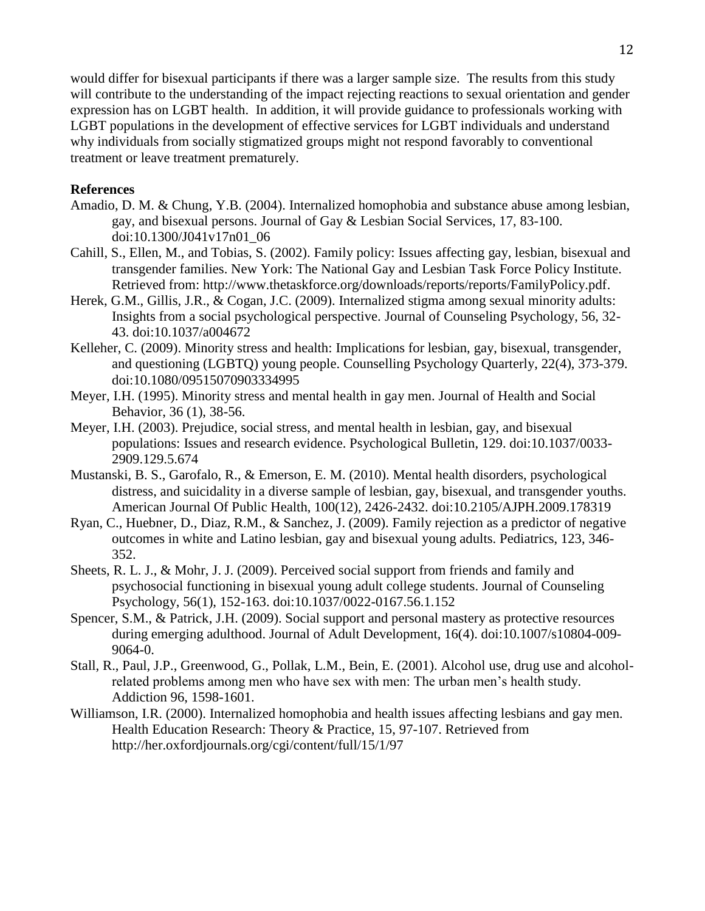would differ for bisexual participants if there was a larger sample size. The results from this study will contribute to the understanding of the impact rejecting reactions to sexual orientation and gender expression has on LGBT health. In addition, it will provide guidance to professionals working with LGBT populations in the development of effective services for LGBT individuals and understand why individuals from socially stigmatized groups might not respond favorably to conventional treatment or leave treatment prematurely.

**References**

Amadio, D. M. & Chung, Y.B. (2004). Internalized homophobia and substance abuse among lesbian, gay, and bisexual persons. Journal of Gay & Lesbian Social Services, 17, 83-100. doi:10.1300/J041v17n01_06

Cahill, S., Ellen, M., and Tobias, S. (2002). Family policy: Issues affecting gay, lesbian, bisexual and transgender families. New York: The National Gay and Lesbian Task Force Policy Institute. Retrieved from: http://www.thetaskforce.org/downloads/reports/reports/FamilyPolicy.pdf.

Herek, G.M., Gillis, J.R., & Cogan, J.C. (2009). Internalized stigma among sexual minority adults: Insights from a social psychological perspective. Journal of Counseling Psychology, 56, 32-43. doi:10.1037/a004672

Kelleher, C. (2009). Minority stress and health: Implications for lesbian, gay, bisexual, transgender, and questioning (LGBTQ) young people. Counselling Psychology Quarterly, 22(4), 373-379. doi:10.1080/09515070903334995

Meyer, I.H. (1995). Minority stress and mental health in gay men. Journal of Health and Social Behavior, 36 (1), 38-56.

Meyer, I.H. (2003). Prejudice, social stress, and mental health in lesbian, gay, and bisexual populations: Issues and research evidence. Psychological Bulletin, 129. doi:10.1037/0033-2909.129.5.674

Mustanski, B. S., Garofalo, R., & Emerson, E. M. (2010). Mental health disorders, psychological distress, and suicidality in a diverse sample of lesbian, gay, bisexual, and transgender youths. American Journal Of Public Health, 100(12), 2426-2432. doi:10.2105/AJPH.2009.178319

Ryan, C., Huebner, D., Diaz, R.M., & Sanchez, J. (2009). Family rejection as a predictor of negative outcomes in white and Latino lesbian, gay and bisexual young adults. Pediatrics, 123, 346-352.

Sheets, R. L. J., & Mohr, J. J. (2009). Perceived social support from friends and family and psychosocial functioning in bisexual young adult college students. Journal of Counseling Psychology, 56(1), 152-163. doi:10.1037/0022-0167.56.1.152

Spencer, S.M., & Patrick, J.H. (2009). Social support and personal mastery as protective resources during emerging adulthood. Journal of Adult Development, 16(4). doi:10.1007/s10804-009-9064-0.

Stall, R., Paul, J.P., Greenwood, G., Pollak, L.M., Bein, E. (2001). Alcohol use, drug use and alcohol-related problems among men who have sex with men: The urban men's health study. Addiction 96, 1598-1601.

Williamson, I.R. (2000). Internalized homophobia and health issues affecting lesbians and gay men. Health Education Research: Theory & Practice, 15, 97-107. Retrieved from http://her.oxfordjournals.org/cgi/content/full/15/1/97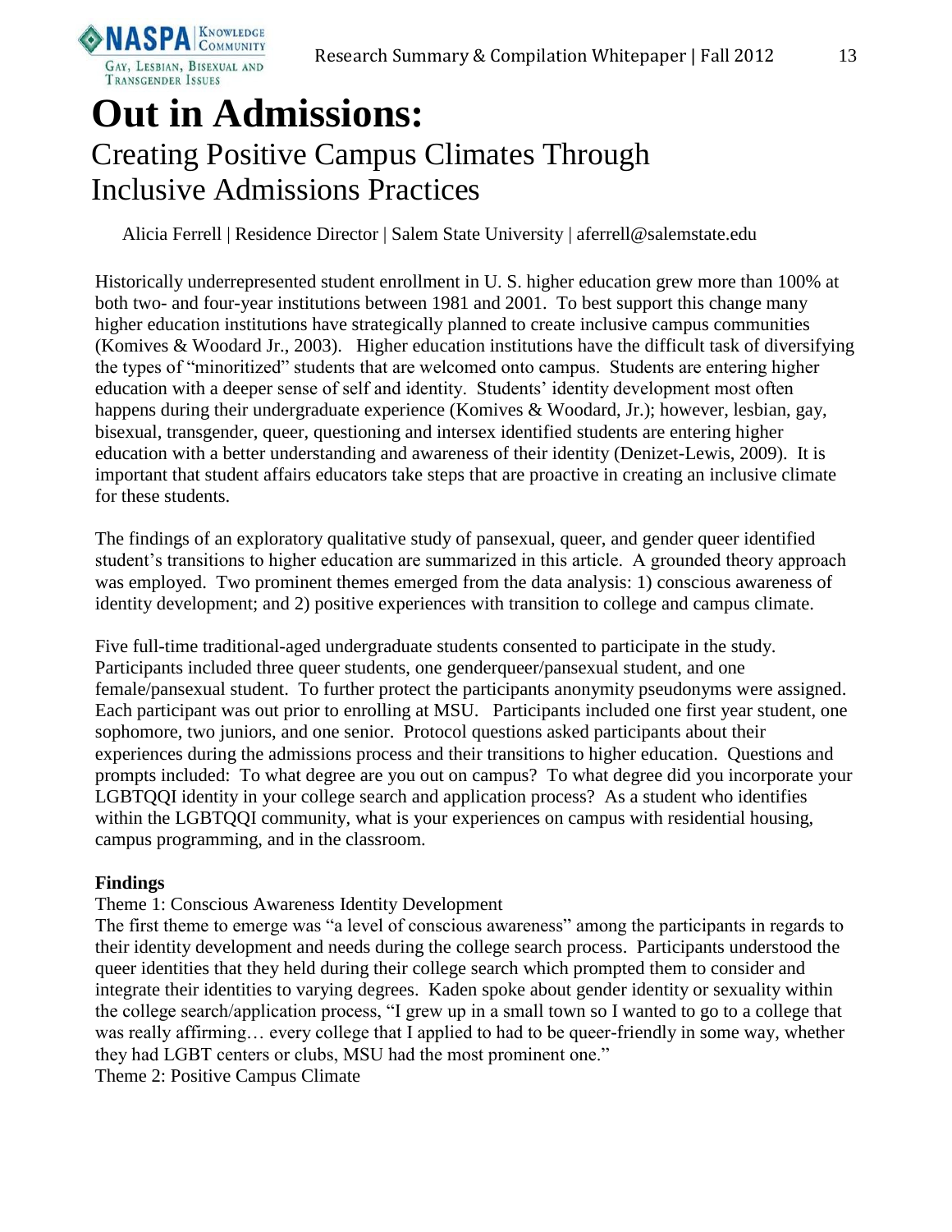# Out in Admissions:

## Creating Positive Campus Climates Through Inclusive Admissions Practices

Alicia Ferrell | Residence Director | Salem State University | aferrell@salemstate.edu

Historically underrepresented student enrollment in U. S. higher education grew more than 100% at both two- and four-year institutions between 1981 and 2001. To best support this change many higher education institutions have strategically planned to create inclusive campus communities (Komives & Woodard Jr., 2003). Higher education institutions have the difficult task of diversifying the types of "minoritized" students that are welcomed onto campus. Students are entering higher education with a deeper sense of self and identity. Students' identity development most often happens during their undergraduate experience (Komives & Woodard, Jr.); however, lesbian, gay, bisexual, transgender, queer, questioning and intersex identified students are entering higher education with a better understanding and awareness of their identity (Denizet-Lewis, 2009). It is important that student affairs educators take steps that are proactive in creating an inclusive climate for these students.

The findings of an exploratory qualitative study of pansexual, queer, and gender queer identified student's transitions to higher education are summarized in this article. A grounded theory approach was employed. Two prominent themes emerged from the data analysis: 1) conscious awareness of identity development; and 2) positive experiences with transition to college and campus climate.

Five full-time traditional-aged undergraduate students consented to participate in the study. Participants included three queer students, one genderqueer/pansexual student, and one female/pansexual student. To further protect the participants anonymity pseudonyms were assigned. Each participant was out prior to enrolling at MSU. Participants included one first year student, one sophomore, two juniors, and one senior. Protocol questions asked participants about their experiences during the admissions process and their transitions to higher education. Questions and prompts included: To what degree are you out on campus? To what degree did you incorporate your LGBTQQI identity in your college search and application process? As a student who identifies within the LGBTQQI community, what is your experiences on campus with residential housing, campus programming, and in the classroom.

**Findings**

Theme 1: Conscious Awareness Identity Development

The first theme to emerge was "a level of conscious awareness" among the participants in regards to their identity development and needs during the college search process. Participants understood the queer identities that they held during their college search which prompted them to consider and integrate their identities to varying degrees. Kaden spoke about gender identity or sexuality within the college search/application process, "I grew up in a small town so I wanted to go to a college that was really affirming… every college that I applied to had to be queer-friendly in some way, whether they had LGBT centers or clubs, MSU had the most prominent one."

Theme 2: Positive Campus Climate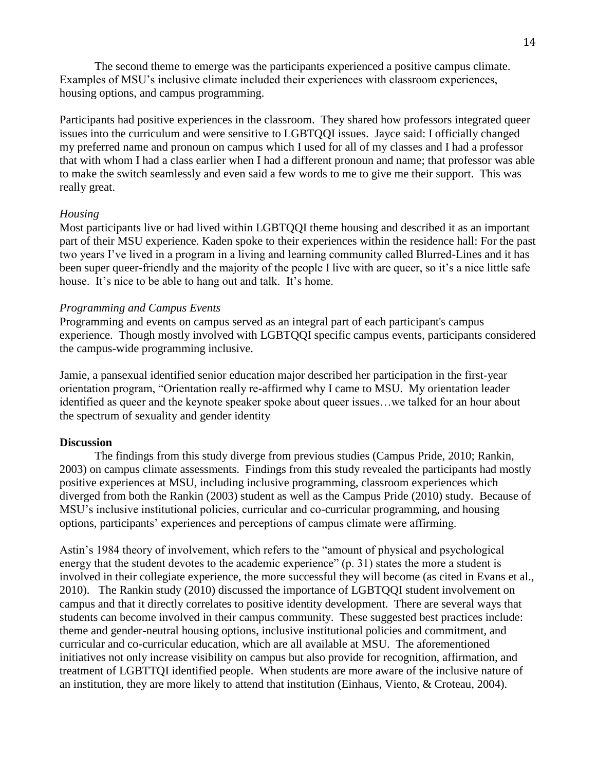The second theme to emerge was the participants experienced a positive campus climate. Examples of MSU's inclusive climate included their experiences with classroom experiences, housing options, and campus programming.

Participants had positive experiences in the classroom. They shared how professors integrated queer issues into the curriculum and were sensitive to LGBTQQI issues. Jayce said: I officially changed my preferred name and pronoun on campus which I used for all of my classes and I had a professor that with whom I had a class earlier when I had a different pronoun and name; that professor was able to make the switch seamlessly and even said a few words to me to give me their support. This was really great.

*Housing*

Most participants live or had lived within LGBTQQI theme housing and described it as an important part of their MSU experience. Kaden spoke to their experiences within the residence hall: For the past two years I've lived in a program in a living and learning community called Blurred-Lines and it has been super queer-friendly and the majority of the people I live with are queer, so it's a nice little safe house. It's nice to be able to hang out and talk. It's home.

*Programming and Campus Events*

Programming and events on campus served as an integral part of each participant's campus experience. Though mostly involved with LGBTQQI specific campus events, participants considered the campus-wide programming inclusive.

Jamie, a pansexual identified senior education major described her participation in the first-year orientation program, "Orientation really re-affirmed why I came to MSU. My orientation leader identified as queer and the keynote speaker spoke about queer issues…we talked for an hour about the spectrum of sexuality and gender identity

**Discussion**

The findings from this study diverge from previous studies (Campus Pride, 2010; Rankin, 2003) on campus climate assessments. Findings from this study revealed the participants had mostly positive experiences at MSU, including inclusive programming, classroom experiences which diverged from both the Rankin (2003) student as well as the Campus Pride (2010) study. Because of MSU's inclusive institutional policies, curricular and co-curricular programming, and housing options, participants' experiences and perceptions of campus climate were affirming.

Astin's 1984 theory of involvement, which refers to the "amount of physical and psychological energy that the student devotes to the academic experience" (p. 31) states the more a student is involved in their collegiate experience, the more successful they will become (as cited in Evans et al., 2010). The Rankin study (2010) discussed the importance of LGBTQQI student involvement on campus and that it directly correlates to positive identity development. There are several ways that students can become involved in their campus community. These suggested best practices include: theme and gender-neutral housing options, inclusive institutional policies and commitment, and curricular and co-curricular education, which are all available at MSU. The aforementioned initiatives not only increase visibility on campus but also provide for recognition, affirmation, and treatment of LGBTTQI identified people. When students are more aware of the inclusive nature of an institution, they are more likely to attend that institution (Einhaus, Viento, & Croteau, 2004).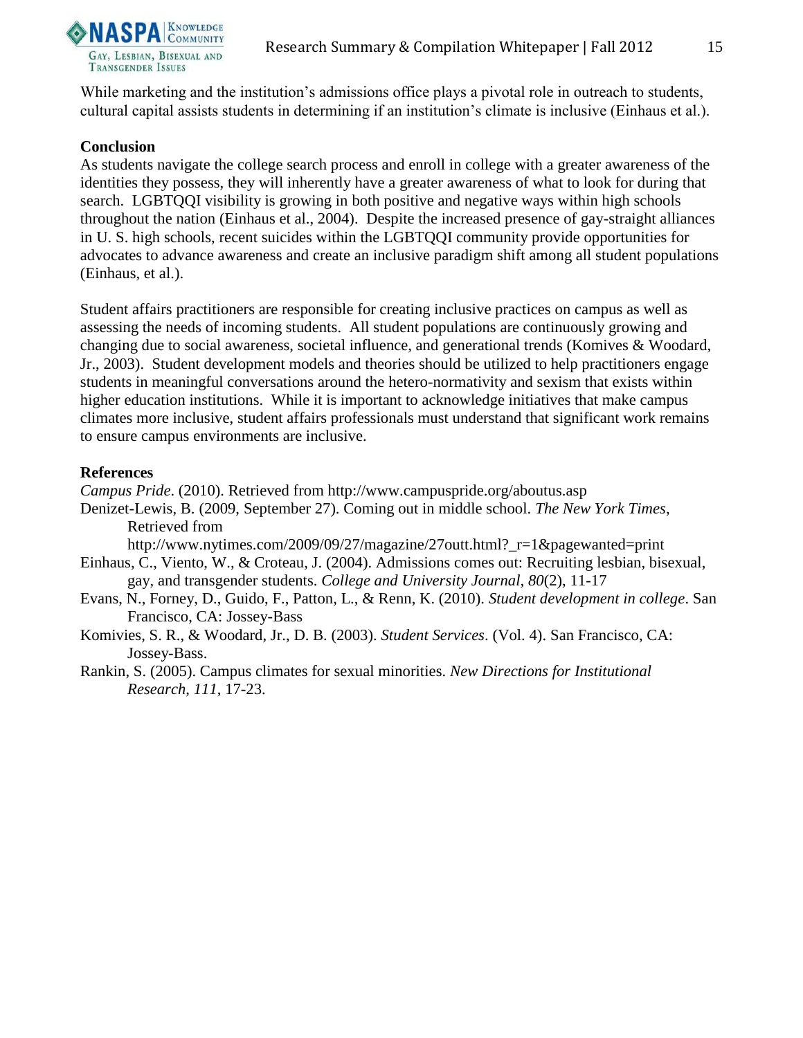While marketing and the institution's admissions office plays a pivotal role in outreach to students, cultural capital assists students in determining if an institution's climate is inclusive (Einhaus et al.).

**Conclusion**

As students navigate the college search process and enroll in college with a greater awareness of the identities they possess, they will inherently have a greater awareness of what to look for during that search. LGBTQQI visibility is growing in both positive and negative ways within high schools throughout the nation (Einhaus et al., 2004). Despite the increased presence of gay-straight alliances in U. S. high schools, recent suicides within the LGBTQQI community provide opportunities for advocates to advance awareness and create an inclusive paradigm shift among all student populations (Einhaus, et al.).

Student affairs practitioners are responsible for creating inclusive practices on campus as well as assessing the needs of incoming students. All student populations are continuously growing and changing due to social awareness, societal influence, and generational trends (Komives & Woodard, Jr., 2003). Student development models and theories should be utilized to help practitioners engage students in meaningful conversations around the hetero-normativity and sexism that exists within higher education institutions. While it is important to acknowledge initiatives that make campus climates more inclusive, student affairs professionals must understand that significant work remains to ensure campus environments are inclusive.

**References**

*Campus Pride*. (2010). Retrieved from http://www.campuspride.org/aboutus.asp

Denizet-Lewis, B. (2009, September 27). Coming out in middle school. *The New York Times*, Retrieved from http://www.nytimes.com/2009/09/27/magazine/27outt.html?_r=1&pagewanted=print

Einhaus, C., Viento, W., & Croteau, J. (2004). Admissions comes out: Recruiting lesbian, bisexual, gay, and transgender students. *College and University Journal*, *80*(2), 11-17

Evans, N., Forney, D., Guido, F., Patton, L., & Renn, K. (2010). *Student development in college*. San Francisco, CA: Jossey-Bass

Komivies, S. R., & Woodard, Jr., D. B. (2003). *Student Services*. (Vol. 4). San Francisco, CA: Jossey-Bass.

Rankin, S. (2005). Campus climates for sexual minorities. *New Directions for Institutional Research*, *111*, 17-23.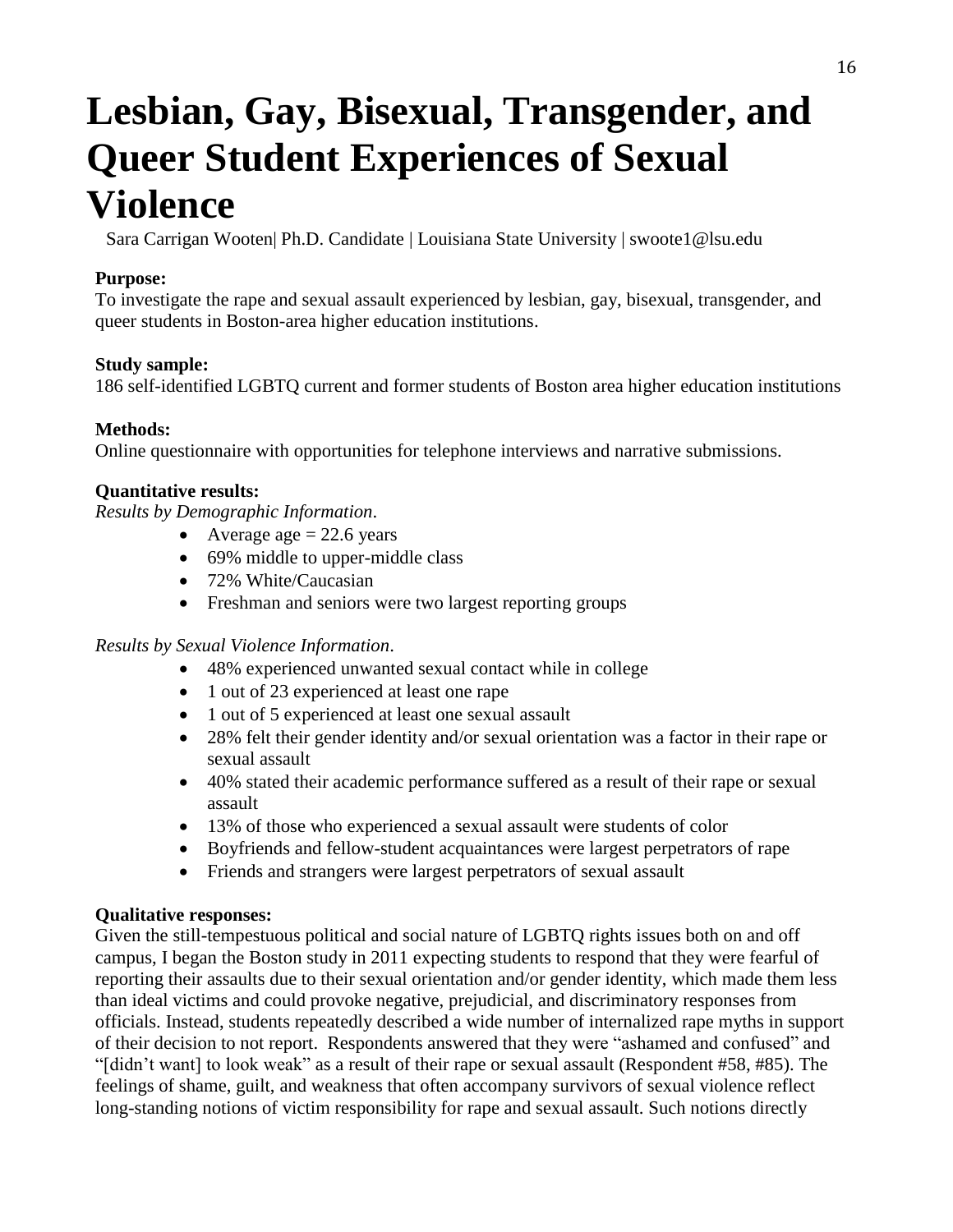# Lesbian, Gay, Bisexual, Transgender, and Queer Student Experiences of Sexual Violence

Sara Carrigan Wooten| Ph.D. Candidate | Louisiana State University | swoote1@lsu.edu

**Purpose:**
To investigate the rape and sexual assault experienced by lesbian, gay, bisexual, transgender, and queer students in Boston-area higher education institutions.

**Study sample:**
186 self-identified LGBTQ current and former students of Boston area higher education institutions

**Methods:**
Online questionnaire with opportunities for telephone interviews and narrative submissions.

**Quantitative results:**
*Results by Demographic Information*.

- Average age = 22.6 years
- 69% middle to upper-middle class
- 72% White/Caucasian
- Freshman and seniors were two largest reporting groups

*Results by Sexual Violence Information*.

- 48% experienced unwanted sexual contact while in college
- 1 out of 23 experienced at least one rape
- 1 out of 5 experienced at least one sexual assault
- 28% felt their gender identity and/or sexual orientation was a factor in their rape or sexual assault
- 40% stated their academic performance suffered as a result of their rape or sexual assault
- 13% of those who experienced a sexual assault were students of color
- Boyfriends and fellow-student acquaintances were largest perpetrators of rape
- Friends and strangers were largest perpetrators of sexual assault

**Qualitative responses:**
Given the still-tempestuous political and social nature of LGBTQ rights issues both on and off campus, I began the Boston study in 2011 expecting students to respond that they were fearful of reporting their assaults due to their sexual orientation and/or gender identity, which made them less than ideal victims and could provoke negative, prejudicial, and discriminatory responses from officials. Instead, students repeatedly described a wide number of internalized rape myths in support of their decision to not report. Respondents answered that they were "ashamed and confused" and "[didn't want] to look weak" as a result of their rape or sexual assault (Respondent #58, #85). The feelings of shame, guilt, and weakness that often accompany survivors of sexual violence reflect long-standing notions of victim responsibility for rape and sexual assault. Such notions directly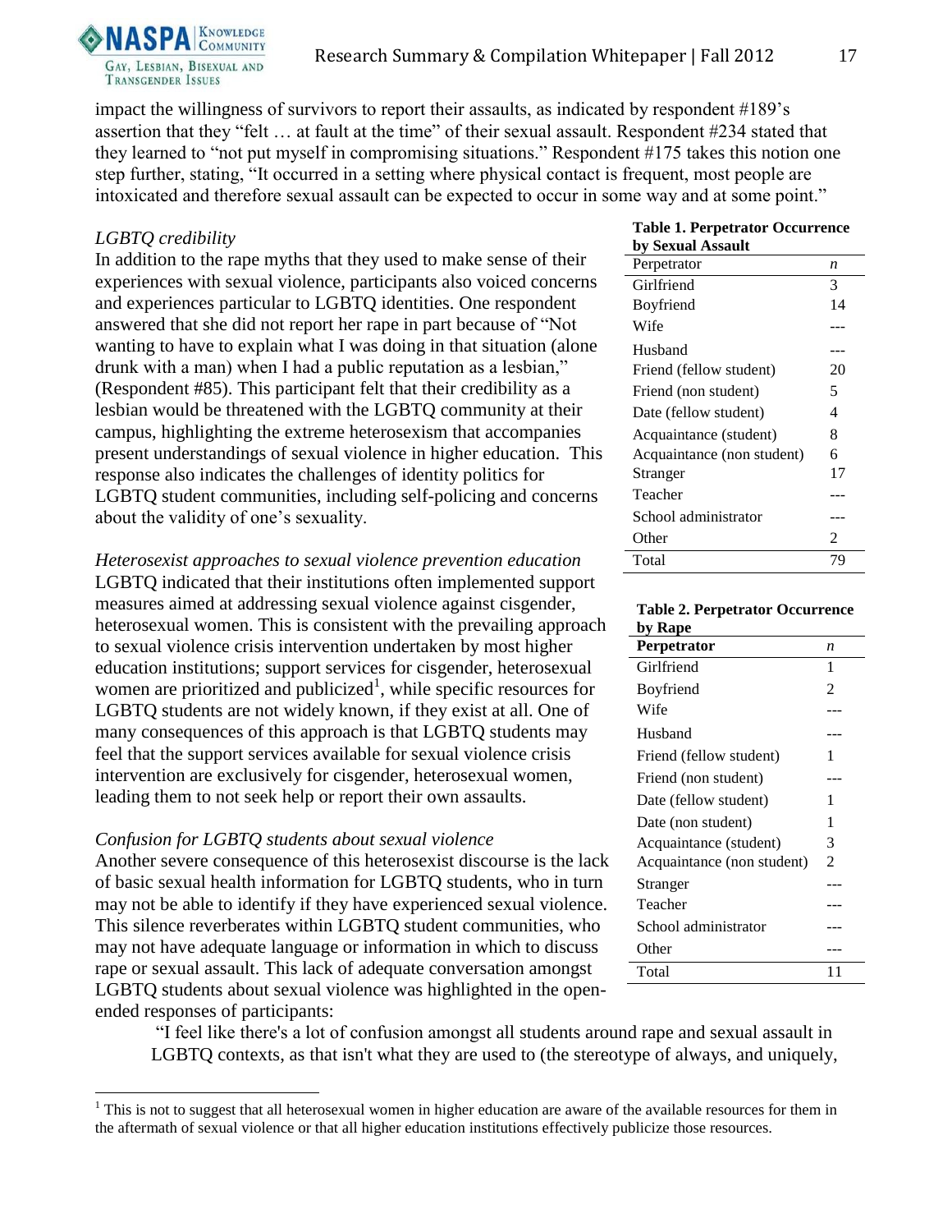impact the willingness of survivors to report their assaults, as indicated by respondent #189's assertion that they "felt … at fault at the time" of their sexual assault. Respondent #234 stated that they learned to "not put myself in compromising situations." Respondent #175 takes this notion one step further, stating, "It occurred in a setting where physical contact is frequent, most people are intoxicated and therefore sexual assault can be expected to occur in some way and at some point."

*LGBTQ credibility*

In addition to the rape myths that they used to make sense of their experiences with sexual violence, participants also voiced concerns and experiences particular to LGBTQ identities. One respondent answered that she did not report her rape in part because of "Not wanting to have to explain what I was doing in that situation (alone drunk with a man) when I had a public reputation as a lesbian," (Respondent #85). This participant felt that their credibility as a lesbian would be threatened with the LGBTQ community at their campus, highlighting the extreme heterosexism that accompanies present understandings of sexual violence in higher education. This response also indicates the challenges of identity politics for LGBTQ student communities, including self-policing and concerns about the validity of one's sexuality.

**Table 1. Perpetrator Occurrence by Sexual Assault**

| Perpetrator | *n* |
|---|---|
| Girlfriend | 3 |
| Boyfriend | 14 |
| Wife | --- |
| Husband | --- |
| Friend (fellow student) | 20 |
| Friend (non student) | 5 |
| Date (fellow student) | 4 |
| Acquaintance (student) | 8 |
| Acquaintance (non student) | 6 |
| Stranger | 17 |
| Teacher | --- |
| School administrator | --- |
| Other | 2 |
| Total | 79 |

*Heterosexist approaches to sexual violence prevention education*

LGBTQ indicated that their institutions often implemented support measures aimed at addressing sexual violence against cisgender, heterosexual women. This is consistent with the prevailing approach to sexual violence crisis intervention undertaken by most higher education institutions; support services for cisgender, heterosexual women are prioritized and publicized[1], while specific resources for LGBTQ students are not widely known, if they exist at all. One of many consequences of this approach is that LGBTQ students may feel that the support services available for sexual violence crisis intervention are exclusively for cisgender, heterosexual women, leading them to not seek help or report their own assaults.

**Table 2. Perpetrator Occurrence by Rape**

| **Perpetrator** | *n* |
|---|---|
| Girlfriend | 1 |
| Boyfriend | 2 |
| Wife | --- |
| Husband | --- |
| Friend (fellow student) | 1 |
| Friend (non student) | --- |
| Date (fellow student) | 1 |
| Date (non student) | 1 |
| Acquaintance (student) | 3 |
| Acquaintance (non student) | 2 |
| Stranger | --- |
| Teacher | --- |
| School administrator | --- |
| Other | --- |
| Total | 11 |

*Confusion for LGBTQ students about sexual violence*

Another severe consequence of this heterosexist discourse is the lack of basic sexual health information for LGBTQ students, who in turn may not be able to identify if they have experienced sexual violence. This silence reverberates within LGBTQ student communities, who may not have adequate language or information in which to discuss rape or sexual assault. This lack of adequate conversation amongst LGBTQ students about sexual violence was highlighted in the open-ended responses of participants:

> "I feel like there's a lot of confusion amongst all students around rape and sexual assault in LGBTQ contexts, as that isn't what they are used to (the stereotype of always, and uniquely,

[1] This is not to suggest that all heterosexual women in higher education are aware of the available resources for them in the aftermath of sexual violence or that all higher education institutions effectively publicize those resources.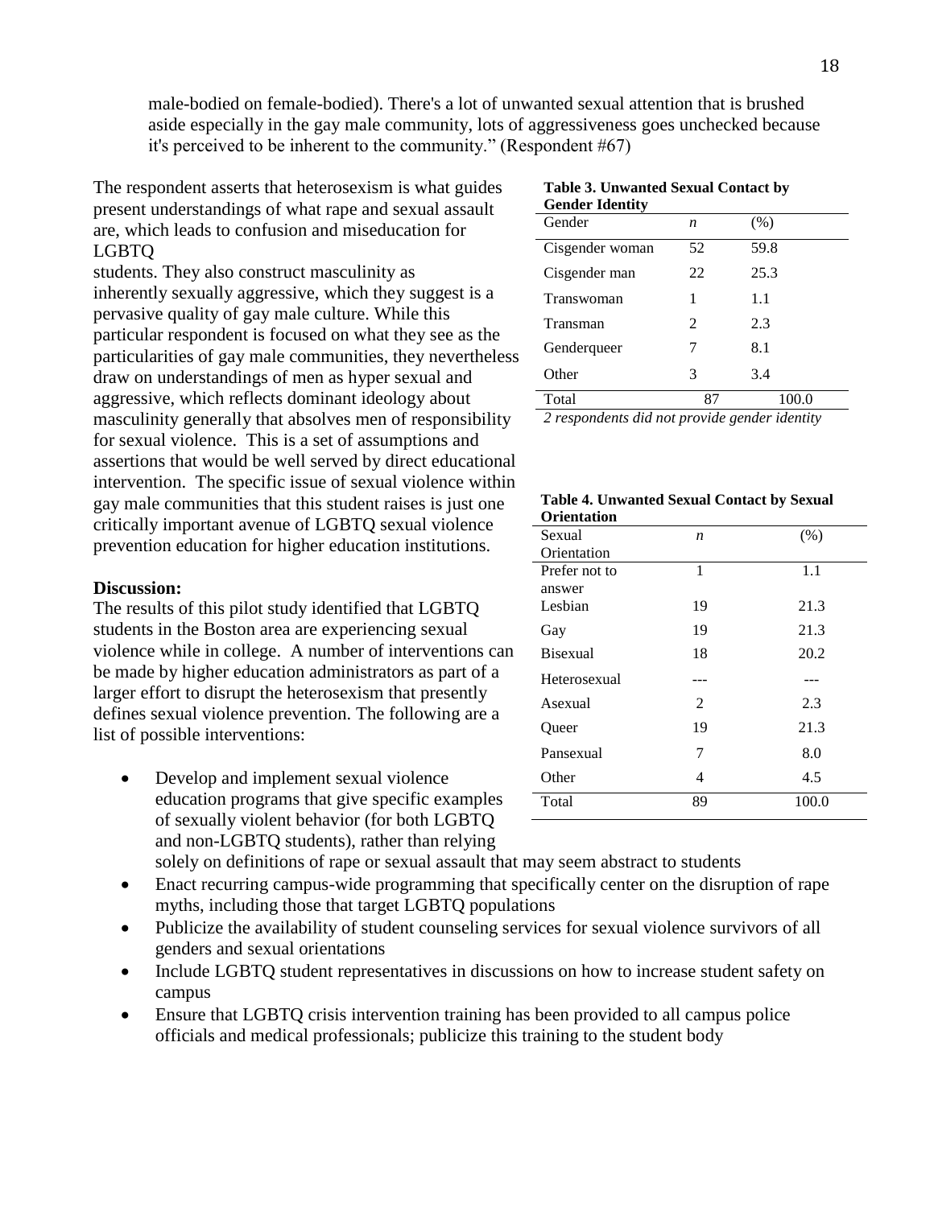male-bodied on female-bodied). There's a lot of unwanted sexual attention that is brushed aside especially in the gay male community, lots of aggressiveness goes unchecked because it's perceived to be inherent to the community." (Respondent #67)

The respondent asserts that heterosexism is what guides present understandings of what rape and sexual assault are, which leads to confusion and miseducation for LGBTQ students. They also construct masculinity as inherently sexually aggressive, which they suggest is a pervasive quality of gay male culture. While this particular respondent is focused on what they see as the particularities of gay male communities, they nevertheless draw on understandings of men as hyper sexual and aggressive, which reflects dominant ideology about masculinity generally that absolves men of responsibility for sexual violence. This is a set of assumptions and assertions that would be well served by direct educational intervention. The specific issue of sexual violence within gay male communities that this student raises is just one critically important avenue of LGBTQ sexual violence prevention education for higher education institutions.

**Table 3. Unwanted Sexual Contact by Gender Identity**

| Gender | *n* | (%) |
|---|---|---|
| Cisgender woman | 52 | 59.8 |
| Cisgender man | 22 | 25.3 |
| Transwoman | 1 | 1.1 |
| Transman | 2 | 2.3 |
| Genderqueer | 7 | 8.1 |
| Other | 3 | 3.4 |
| Total | 87 | 100.0 |

*2 respondents did not provide gender identity*

**Table 4. Unwanted Sexual Contact by Sexual Orientation**

| Sexual Orientation | *n* | (%) |
|---|---|---|
| Prefer not to answer | 1 | 1.1 |
| Lesbian | 19 | 21.3 |
| Gay | 19 | 21.3 |
| Bisexual | 18 | 20.2 |
| Heterosexual | --- | --- |
| Asexual | 2 | 2.3 |
| Queer | 19 | 21.3 |
| Pansexual | 7 | 8.0 |
| Other | 4 | 4.5 |
| Total | 89 | 100.0 |

**Discussion:**

The results of this pilot study identified that LGBTQ students in the Boston area are experiencing sexual violence while in college. A number of interventions can be made by higher education administrators as part of a larger effort to disrupt the heterosexism that presently defines sexual violence prevention. The following are a list of possible interventions:

- Develop and implement sexual violence education programs that give specific examples of sexually violent behavior (for both LGBTQ and non-LGBTQ students), rather than relying solely on definitions of rape or sexual assault that may seem abstract to students
- Enact recurring campus-wide programming that specifically center on the disruption of rape myths, including those that target LGBTQ populations
- Publicize the availability of student counseling services for sexual violence survivors of all genders and sexual orientations
- Include LGBTQ student representatives in discussions on how to increase student safety on campus
- Ensure that LGBTQ crisis intervention training has been provided to all campus police officials and medical professionals; publicize this training to the student body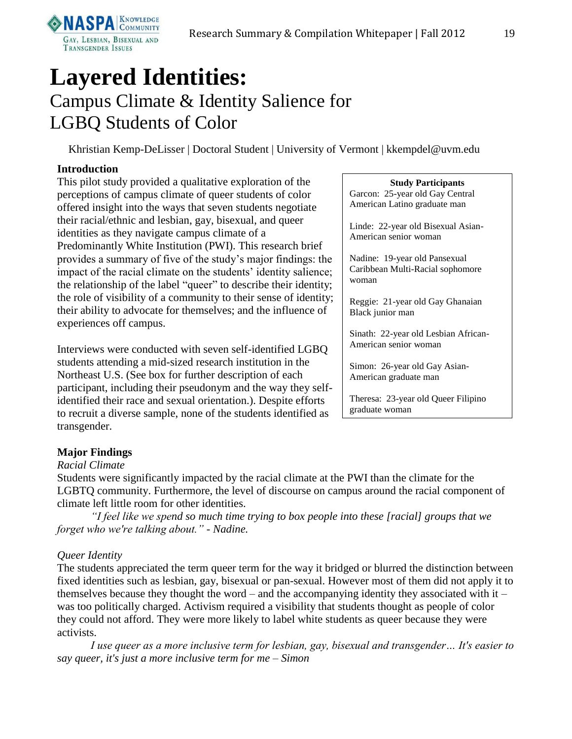# Layered Identities:

## Campus Climate & Identity Salience for LGBQ Students of Color

Khristian Kemp-DeLisser | Doctoral Student | University of Vermont | kkempdel@uvm.edu

### Introduction

This pilot study provided a qualitative exploration of the perceptions of campus climate of queer students of color offered insight into the ways that seven students negotiate their racial/ethnic and lesbian, gay, bisexual, and queer identities as they navigate campus climate of a Predominantly White Institution (PWI). This research brief provides a summary of five of the study's major findings: the impact of the racial climate on the students' identity salience; the relationship of the label "queer" to describe their identity; the role of visibility of a community to their sense of identity; their ability to advocate for themselves; and the influence of experiences off campus.

Interviews were conducted with seven self-identified LGBQ students attending a mid-sized research institution in the Northeast U.S. (See box for further description of each participant, including their pseudonym and the way they self-identified their race and sexual orientation.). Despite efforts to recruit a diverse sample, none of the students identified as transgender.

> **Study Participants**
>
> Garcon: 25-year old Gay Central American Latino graduate man
>
> Linde: 22-year old Bisexual Asian-American senior woman
>
> Nadine: 19-year old Pansexual Caribbean Multi-Racial sophomore woman
>
> Reggie: 21-year old Gay Ghanaian Black junior man
>
> Sinath: 22-year old Lesbian African-American senior woman
>
> Simon: 26-year old Gay Asian-American graduate man
>
> Theresa: 23-year old Queer Filipino graduate woman

### Major Findings

*Racial Climate*

Students were significantly impacted by the racial climate at the PWI than the climate for the LGBTQ community. Furthermore, the level of discourse on campus around the racial component of climate left little room for other identities.

*"I feel like we spend so much time trying to box people into these [racial] groups that we forget who we're talking about." - Nadine.*

*Queer Identity*

The students appreciated the term queer term for the way it bridged or blurred the distinction between fixed identities such as lesbian, gay, bisexual or pan-sexual. However most of them did not apply it to themselves because they thought the word – and the accompanying identity they associated with it – was too politically charged. Activism required a visibility that students thought as people of color they could not afford. They were more likely to label white students as queer because they were activists.

*I use queer as a more inclusive term for lesbian, gay, bisexual and transgender… It's easier to say queer, it's just a more inclusive term for me – Simon*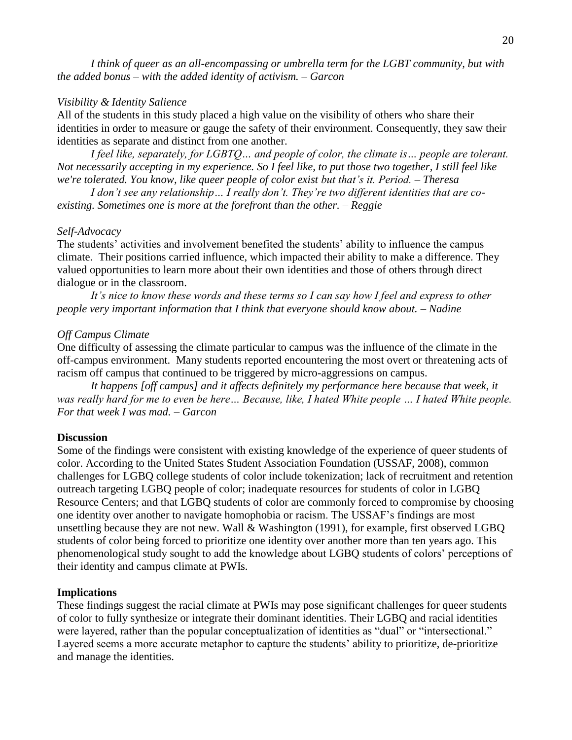*I think of queer as an all-encompassing or umbrella term for the LGBT community, but with the added bonus – with the added identity of activism. – Garcon*

*Visibility & Identity Salience*

All of the students in this study placed a high value on the visibility of others who share their identities in order to measure or gauge the safety of their environment. Consequently, they saw their identities as separate and distinct from one another.

*I feel like, separately, for LGBTQ… and people of color, the climate is… people are tolerant. Not necessarily accepting in my experience. So I feel like, to put those two together, I still feel like we're tolerated. You know, like queer people of color exist but that's it. Period. – Theresa*

*I don't see any relationship… I really don't. They're two different identities that are co-existing. Sometimes one is more at the forefront than the other. – Reggie*

*Self-Advocacy*

The students' activities and involvement benefited the students' ability to influence the campus climate. Their positions carried influence, which impacted their ability to make a difference. They valued opportunities to learn more about their own identities and those of others through direct dialogue or in the classroom.

*It's nice to know these words and these terms so I can say how I feel and express to other people very important information that I think that everyone should know about. – Nadine*

*Off Campus Climate*

One difficulty of assessing the climate particular to campus was the influence of the climate in the off-campus environment. Many students reported encountering the most overt or threatening acts of racism off campus that continued to be triggered by micro-aggressions on campus.

*It happens [off campus] and it affects definitely my performance here because that week, it was really hard for me to even be here… Because, like, I hated White people … I hated White people. For that week I was mad. – Garcon*

**Discussion**

Some of the findings were consistent with existing knowledge of the experience of queer students of color. According to the United States Student Association Foundation (USSAF, 2008), common challenges for LGBQ college students of color include tokenization; lack of recruitment and retention outreach targeting LGBQ people of color; inadequate resources for students of color in LGBQ Resource Centers; and that LGBQ students of color are commonly forced to compromise by choosing one identity over another to navigate homophobia or racism. The USSAF's findings are most unsettling because they are not new. Wall & Washington (1991), for example, first observed LGBQ students of color being forced to prioritize one identity over another more than ten years ago. This phenomenological study sought to add the knowledge about LGBQ students of colors' perceptions of their identity and campus climate at PWIs.

**Implications**

These findings suggest the racial climate at PWIs may pose significant challenges for queer students of color to fully synthesize or integrate their dominant identities. Their LGBQ and racial identities were layered, rather than the popular conceptualization of identities as "dual" or "intersectional." Layered seems a more accurate metaphor to capture the students' ability to prioritize, de-prioritize and manage the identities.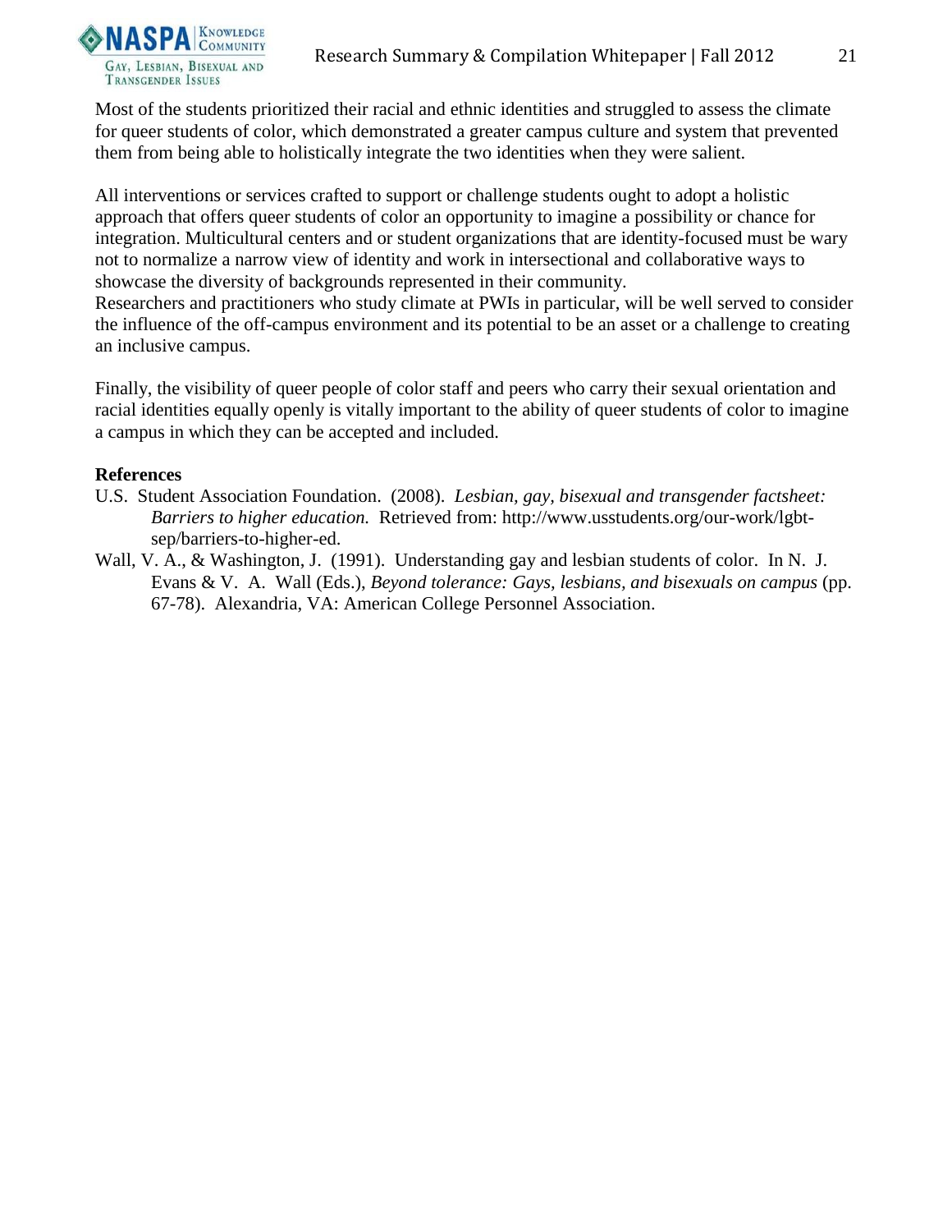Most of the students prioritized their racial and ethnic identities and struggled to assess the climate for queer students of color, which demonstrated a greater campus culture and system that prevented them from being able to holistically integrate the two identities when they were salient.

All interventions or services crafted to support or challenge students ought to adopt a holistic approach that offers queer students of color an opportunity to imagine a possibility or chance for integration. Multicultural centers and or student organizations that are identity-focused must be wary not to normalize a narrow view of identity and work in intersectional and collaborative ways to showcase the diversity of backgrounds represented in their community.
Researchers and practitioners who study climate at PWIs in particular, will be well served to consider the influence of the off-campus environment and its potential to be an asset or a challenge to creating an inclusive campus.

Finally, the visibility of queer people of color staff and peers who carry their sexual orientation and racial identities equally openly is vitally important to the ability of queer students of color to imagine a campus in which they can be accepted and included.

**References**

U.S. Student Association Foundation. (2008). *Lesbian, gay, bisexual and transgender factsheet: Barriers to higher education.* Retrieved from: http://www.usstudents.org/our-work/lgbt-sep/barriers-to-higher-ed.

Wall, V. A., & Washington, J. (1991). Understanding gay and lesbian students of color. In N. J. Evans & V. A. Wall (Eds.), *Beyond tolerance: Gays, lesbians, and bisexuals on campus* (pp. 67-78). Alexandria, VA: American College Personnel Association.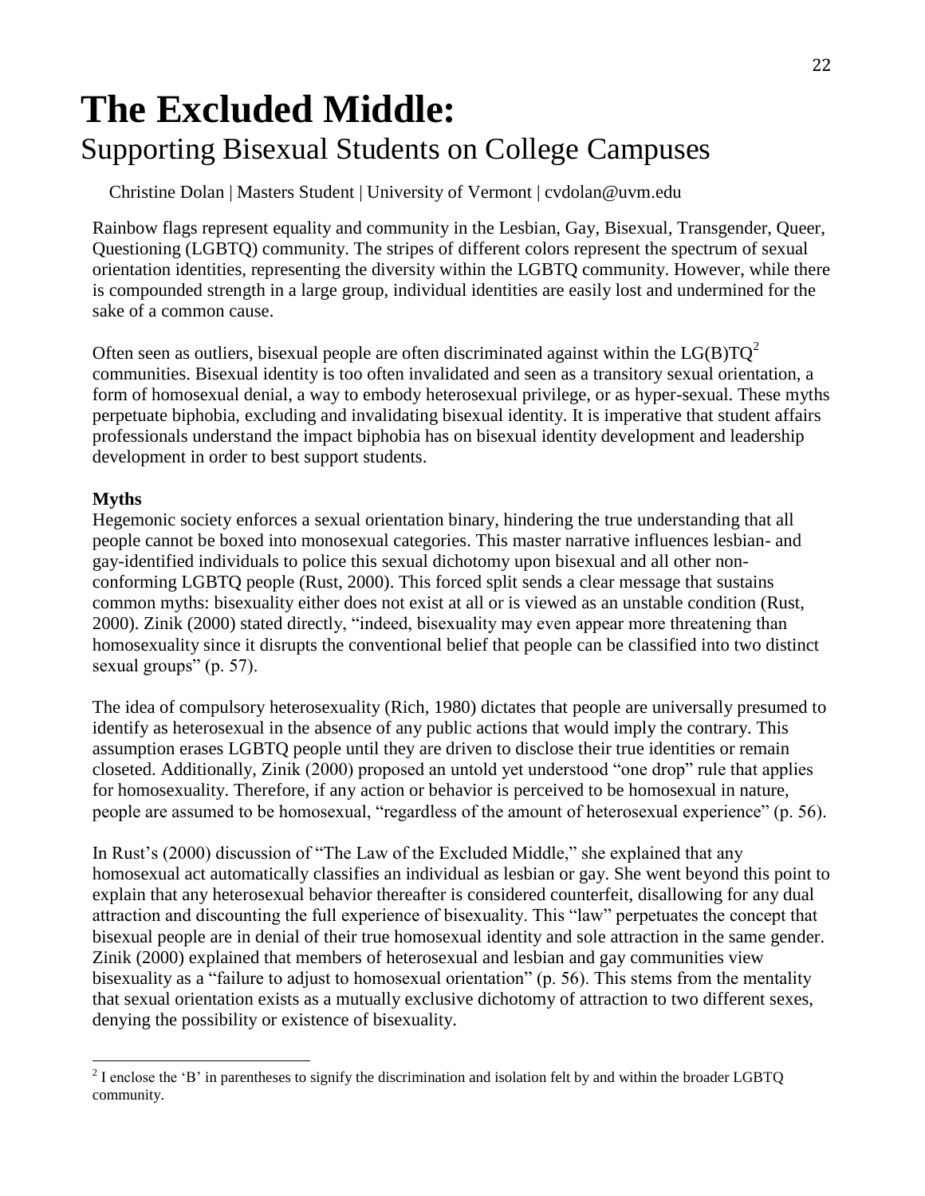# The Excluded Middle:

## Supporting Bisexual Students on College Campuses

Christine Dolan | Masters Student | University of Vermont | cvdolan@uvm.edu

Rainbow flags represent equality and community in the Lesbian, Gay, Bisexual, Transgender, Queer, Questioning (LGBTQ) community. The stripes of different colors represent the spectrum of sexual orientation identities, representing the diversity within the LGBTQ community. However, while there is compounded strength in a large group, individual identities are easily lost and undermined for the sake of a common cause.

Often seen as outliers, bisexual people are often discriminated against within the LG(B)TQ[2] communities. Bisexual identity is too often invalidated and seen as a transitory sexual orientation, a form of homosexual denial, a way to embody heterosexual privilege, or as hyper-sexual. These myths perpetuate biphobia, excluding and invalidating bisexual identity. It is imperative that student affairs professionals understand the impact biphobia has on bisexual identity development and leadership development in order to best support students.

**Myths**

Hegemonic society enforces a sexual orientation binary, hindering the true understanding that all people cannot be boxed into monosexual categories. This master narrative influences lesbian- and gay-identified individuals to police this sexual dichotomy upon bisexual and all other non-conforming LGBTQ people (Rust, 2000). This forced split sends a clear message that sustains common myths: bisexuality either does not exist at all or is viewed as an unstable condition (Rust, 2000). Zinik (2000) stated directly, "indeed, bisexuality may even appear more threatening than homosexuality since it disrupts the conventional belief that people can be classified into two distinct sexual groups" (p. 57).

The idea of compulsory heterosexuality (Rich, 1980) dictates that people are universally presumed to identify as heterosexual in the absence of any public actions that would imply the contrary. This assumption erases LGBTQ people until they are driven to disclose their true identities or remain closeted. Additionally, Zinik (2000) proposed an untold yet understood "one drop" rule that applies for homosexuality. Therefore, if any action or behavior is perceived to be homosexual in nature, people are assumed to be homosexual, "regardless of the amount of heterosexual experience" (p. 56).

In Rust's (2000) discussion of "The Law of the Excluded Middle," she explained that any homosexual act automatically classifies an individual as lesbian or gay. She went beyond this point to explain that any heterosexual behavior thereafter is considered counterfeit, disallowing for any dual attraction and discounting the full experience of bisexuality. This "law" perpetuates the concept that bisexual people are in denial of their true homosexual identity and sole attraction in the same gender. Zinik (2000) explained that members of heterosexual and lesbian and gay communities view bisexuality as a "failure to adjust to homosexual orientation" (p. 56). This stems from the mentality that sexual orientation exists as a mutually exclusive dichotomy of attraction to two different sexes, denying the possibility or existence of bisexuality.

[2] I enclose the 'B' in parentheses to signify the discrimination and isolation felt by and within the broader LGBTQ community.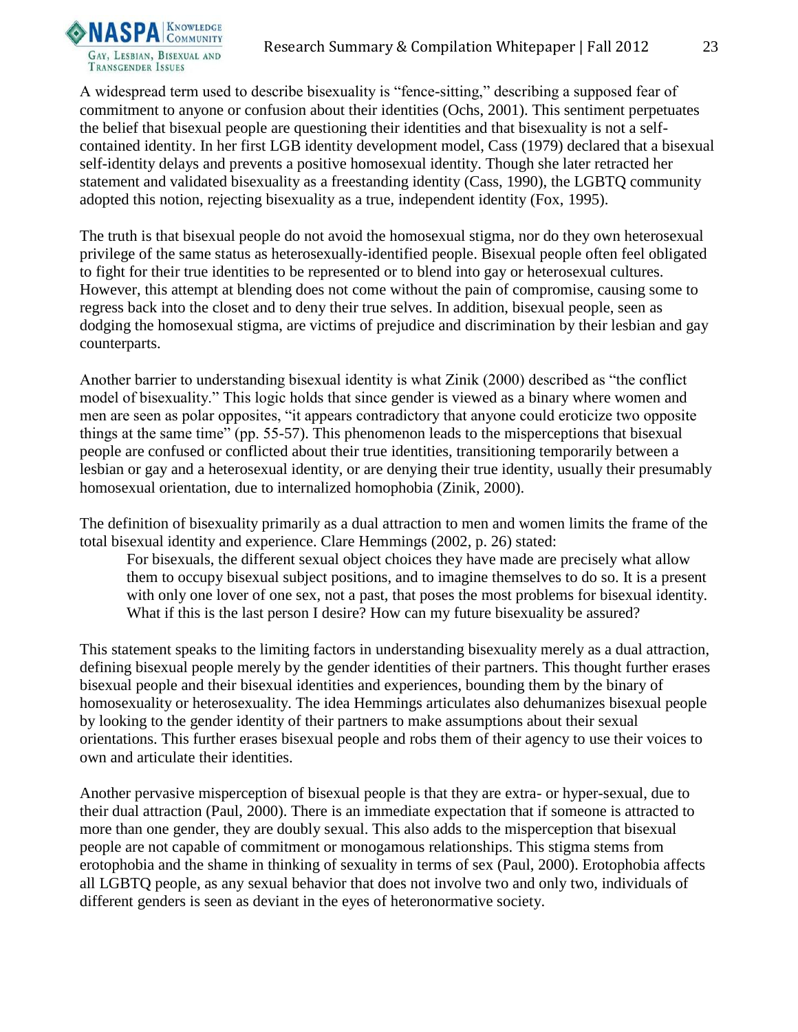A widespread term used to describe bisexuality is "fence-sitting," describing a supposed fear of commitment to anyone or confusion about their identities (Ochs, 2001). This sentiment perpetuates the belief that bisexual people are questioning their identities and that bisexuality is not a self-contained identity. In her first LGB identity development model, Cass (1979) declared that a bisexual self-identity delays and prevents a positive homosexual identity. Though she later retracted her statement and validated bisexuality as a freestanding identity (Cass, 1990), the LGBTQ community adopted this notion, rejecting bisexuality as a true, independent identity (Fox, 1995).

The truth is that bisexual people do not avoid the homosexual stigma, nor do they own heterosexual privilege of the same status as heterosexually-identified people. Bisexual people often feel obligated to fight for their true identities to be represented or to blend into gay or heterosexual cultures. However, this attempt at blending does not come without the pain of compromise, causing some to regress back into the closet and to deny their true selves. In addition, bisexual people, seen as dodging the homosexual stigma, are victims of prejudice and discrimination by their lesbian and gay counterparts.

Another barrier to understanding bisexual identity is what Zinik (2000) described as "the conflict model of bisexuality." This logic holds that since gender is viewed as a binary where women and men are seen as polar opposites, "it appears contradictory that anyone could eroticize two opposite things at the same time" (pp. 55-57). This phenomenon leads to the misperceptions that bisexual people are confused or conflicted about their true identities, transitioning temporarily between a lesbian or gay and a heterosexual identity, or are denying their true identity, usually their presumably homosexual orientation, due to internalized homophobia (Zinik, 2000).

The definition of bisexuality primarily as a dual attraction to men and women limits the frame of the total bisexual identity and experience. Clare Hemmings (2002, p. 26) stated:

> For bisexuals, the different sexual object choices they have made are precisely what allow them to occupy bisexual subject positions, and to imagine themselves to do so. It is a present with only one lover of one sex, not a past, that poses the most problems for bisexual identity. What if this is the last person I desire? How can my future bisexuality be assured?

This statement speaks to the limiting factors in understanding bisexuality merely as a dual attraction, defining bisexual people merely by the gender identities of their partners. This thought further erases bisexual people and their bisexual identities and experiences, bounding them by the binary of homosexuality or heterosexuality. The idea Hemmings articulates also dehumanizes bisexual people by looking to the gender identity of their partners to make assumptions about their sexual orientations. This further erases bisexual people and robs them of their agency to use their voices to own and articulate their identities.

Another pervasive misperception of bisexual people is that they are extra- or hyper-sexual, due to their dual attraction (Paul, 2000). There is an immediate expectation that if someone is attracted to more than one gender, they are doubly sexual. This also adds to the misperception that bisexual people are not capable of commitment or monogamous relationships. This stigma stems from erotophobia and the shame in thinking of sexuality in terms of sex (Paul, 2000). Erotophobia affects all LGBTQ people, as any sexual behavior that does not involve two and only two, individuals of different genders is seen as deviant in the eyes of heteronormative society.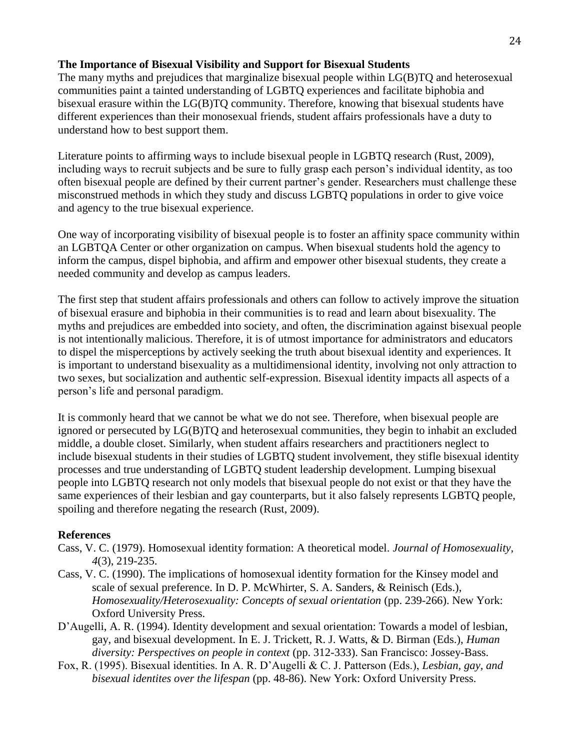**The Importance of Bisexual Visibility and Support for Bisexual Students**

The many myths and prejudices that marginalize bisexual people within LG(B)TQ and heterosexual communities paint a tainted understanding of LGBTQ experiences and facilitate biphobia and bisexual erasure within the LG(B)TQ community. Therefore, knowing that bisexual students have different experiences than their monosexual friends, student affairs professionals have a duty to understand how to best support them.

Literature points to affirming ways to include bisexual people in LGBTQ research (Rust, 2009), including ways to recruit subjects and be sure to fully grasp each person's individual identity, as too often bisexual people are defined by their current partner's gender. Researchers must challenge these misconstrued methods in which they study and discuss LGBTQ populations in order to give voice and agency to the true bisexual experience.

One way of incorporating visibility of bisexual people is to foster an affinity space community within an LGBTQA Center or other organization on campus. When bisexual students hold the agency to inform the campus, dispel biphobia, and affirm and empower other bisexual students, they create a needed community and develop as campus leaders.

The first step that student affairs professionals and others can follow to actively improve the situation of bisexual erasure and biphobia in their communities is to read and learn about bisexuality. The myths and prejudices are embedded into society, and often, the discrimination against bisexual people is not intentionally malicious. Therefore, it is of utmost importance for administrators and educators to dispel the misperceptions by actively seeking the truth about bisexual identity and experiences. It is important to understand bisexuality as a multidimensional identity, involving not only attraction to two sexes, but socialization and authentic self-expression. Bisexual identity impacts all aspects of a person's life and personal paradigm.

It is commonly heard that we cannot be what we do not see. Therefore, when bisexual people are ignored or persecuted by LG(B)TQ and heterosexual communities, they begin to inhabit an excluded middle, a double closet. Similarly, when student affairs researchers and practitioners neglect to include bisexual students in their studies of LGBTQ student involvement, they stifle bisexual identity processes and true understanding of LGBTQ student leadership development. Lumping bisexual people into LGBTQ research not only models that bisexual people do not exist or that they have the same experiences of their lesbian and gay counterparts, but it also falsely represents LGBTQ people, spoiling and therefore negating the research (Rust, 2009).

**References**

Cass, V. C. (1979). Homosexual identity formation: A theoretical model. *Journal of Homosexuality, 4*(3), 219-235.

Cass, V. C. (1990). The implications of homosexual identity formation for the Kinsey model and scale of sexual preference. In D. P. McWhirter, S. A. Sanders, & Reinisch (Eds.), *Homosexuality/Heterosexuality: Concepts of sexual orientation* (pp. 239-266). New York: Oxford University Press.

D'Augelli, A. R. (1994). Identity development and sexual orientation: Towards a model of lesbian, gay, and bisexual development. In E. J. Trickett, R. J. Watts, & D. Birman (Eds.), *Human diversity: Perspectives on people in context* (pp. 312-333). San Francisco: Jossey-Bass.

Fox, R. (1995). Bisexual identities. In A. R. D'Augelli & C. J. Patterson (Eds.), *Lesbian, gay, and bisexual identites over the lifespan* (pp. 48-86). New York: Oxford University Press.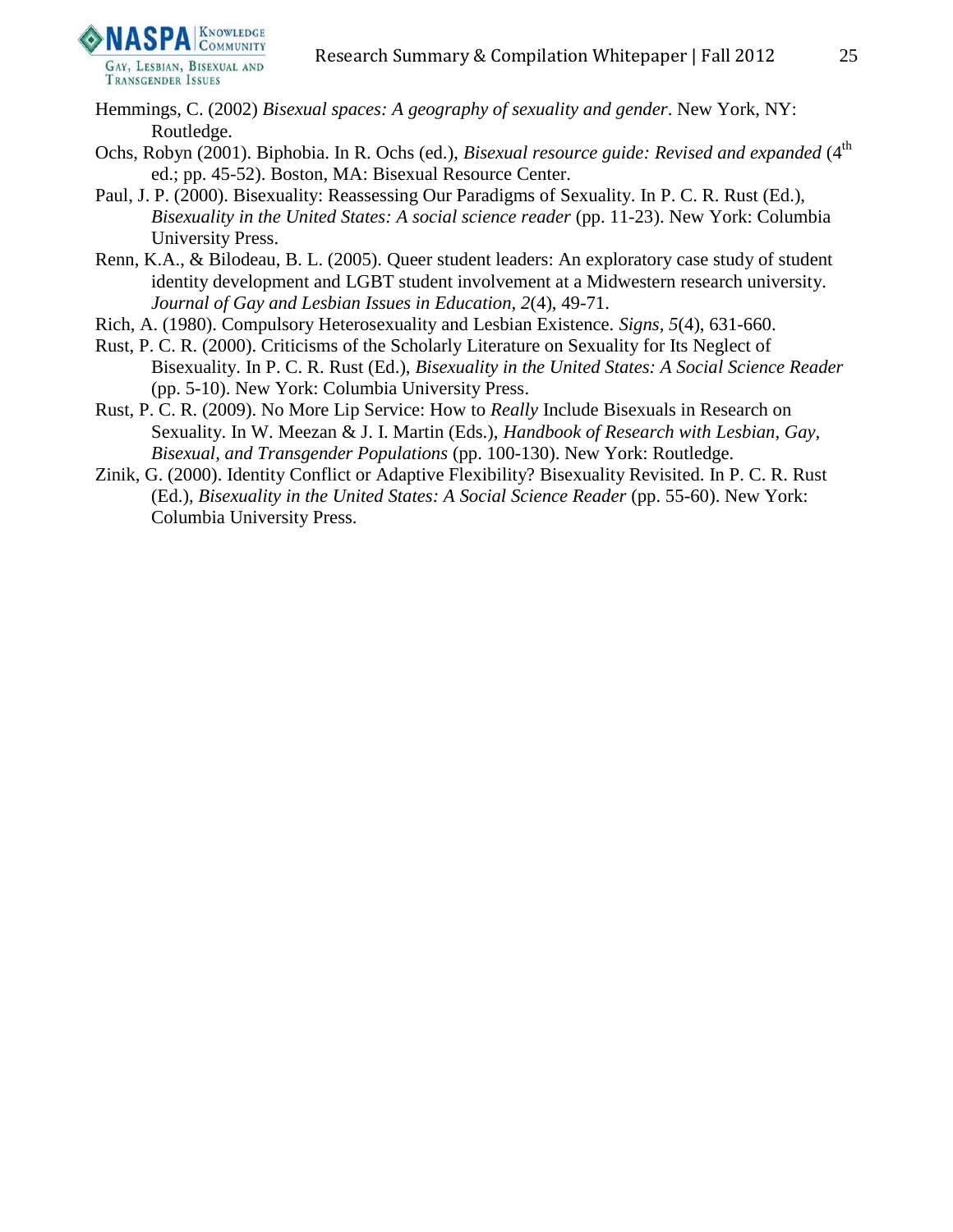Hemmings, C. (2002) *Bisexual spaces: A geography of sexuality and gender*. New York, NY: Routledge.

Ochs, Robyn (2001). Biphobia. In R. Ochs (ed.), *Bisexual resource guide: Revised and expanded* (4th ed.; pp. 45-52). Boston, MA: Bisexual Resource Center.

Paul, J. P. (2000). Bisexuality: Reassessing Our Paradigms of Sexuality. In P. C. R. Rust (Ed.), *Bisexuality in the United States: A social science reader* (pp. 11-23). New York: Columbia University Press.

Renn, K.A., & Bilodeau, B. L. (2005). Queer student leaders: An exploratory case study of student identity development and LGBT student involvement at a Midwestern research university. *Journal of Gay and Lesbian Issues in Education, 2*(4), 49-71.

Rich, A. (1980). Compulsory Heterosexuality and Lesbian Existence. *Signs, 5*(4), 631-660.

Rust, P. C. R. (2000). Criticisms of the Scholarly Literature on Sexuality for Its Neglect of Bisexuality. In P. C. R. Rust (Ed.), *Bisexuality in the United States: A Social Science Reader* (pp. 5-10). New York: Columbia University Press.

Rust, P. C. R. (2009). No More Lip Service: How to *Really* Include Bisexuals in Research on Sexuality. In W. Meezan & J. I. Martin (Eds.), *Handbook of Research with Lesbian, Gay, Bisexual, and Transgender Populations* (pp. 100-130). New York: Routledge.

Zinik, G. (2000). Identity Conflict or Adaptive Flexibility? Bisexuality Revisited. In P. C. R. Rust (Ed.), *Bisexuality in the United States: A Social Science Reader* (pp. 55-60). New York: Columbia University Press.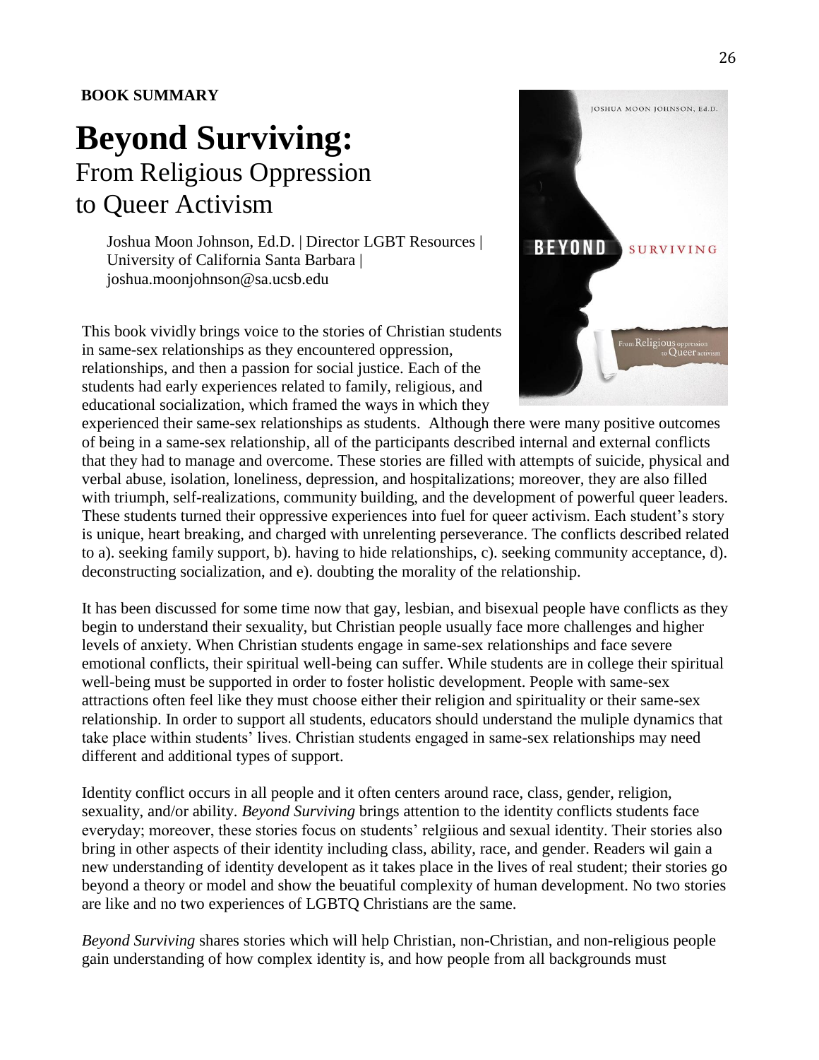**BOOK SUMMARY**

# Beyond Surviving:
## From Religious Oppression to Queer Activism

Joshua Moon Johnson, Ed.D. | Director LGBT Resources | University of California Santa Barbara | joshua.moonjohnson@sa.ucsb.edu

This book vividly brings voice to the stories of Christian students in same-sex relationships as they encountered oppression, relationships, and then a passion for social justice. Each of the students had early experiences related to family, religious, and educational socialization, which framed the ways in which they experienced their same-sex relationships as students. Although there were many positive outcomes of being in a same-sex relationship, all of the participants described internal and external conflicts that they had to manage and overcome. These stories are filled with attempts of suicide, physical and verbal abuse, isolation, loneliness, depression, and hospitalizations; moreover, they are also filled with triumph, self-realizations, community building, and the development of powerful queer leaders. These students turned their oppressive experiences into fuel for queer activism. Each student's story is unique, heart breaking, and charged with unrelenting perseverance. The conflicts described related to a). seeking family support, b). having to hide relationships, c). seeking community acceptance, d). deconstructing socialization, and e). doubting the morality of the relationship.

It has been discussed for some time now that gay, lesbian, and bisexual people have conflicts as they begin to understand their sexuality, but Christian people usually face more challenges and higher levels of anxiety. When Christian students engage in same-sex relationships and face severe emotional conflicts, their spiritual well-being can suffer. While students are in college their spiritual well-being must be supported in order to foster holistic development. People with same-sex attractions often feel like they must choose either their religion and spirituality or their same-sex relationship. In order to support all students, educators should understand the muliple dynamics that take place within students' lives. Christian students engaged in same-sex relationships may need different and additional types of support.

Identity conflict occurs in all people and it often centers around race, class, gender, religion, sexuality, and/or ability. *Beyond Surviving* brings attention to the identity conflicts students face everyday; moreover, these stories focus on students' relgiious and sexual identity. Their stories also bring in other aspects of their identity including class, ability, race, and gender. Readers wil gain a new understanding of identity developent as it takes place in the lives of real student; their stories go beyond a theory or model and show the beuatiful complexity of human development. No two stories are like and no two experiences of LGBTQ Christians are the same.

*Beyond Surviving* shares stories which will help Christian, non-Christian, and non-religious people gain understanding of how complex identity is, and how people from all backgrounds must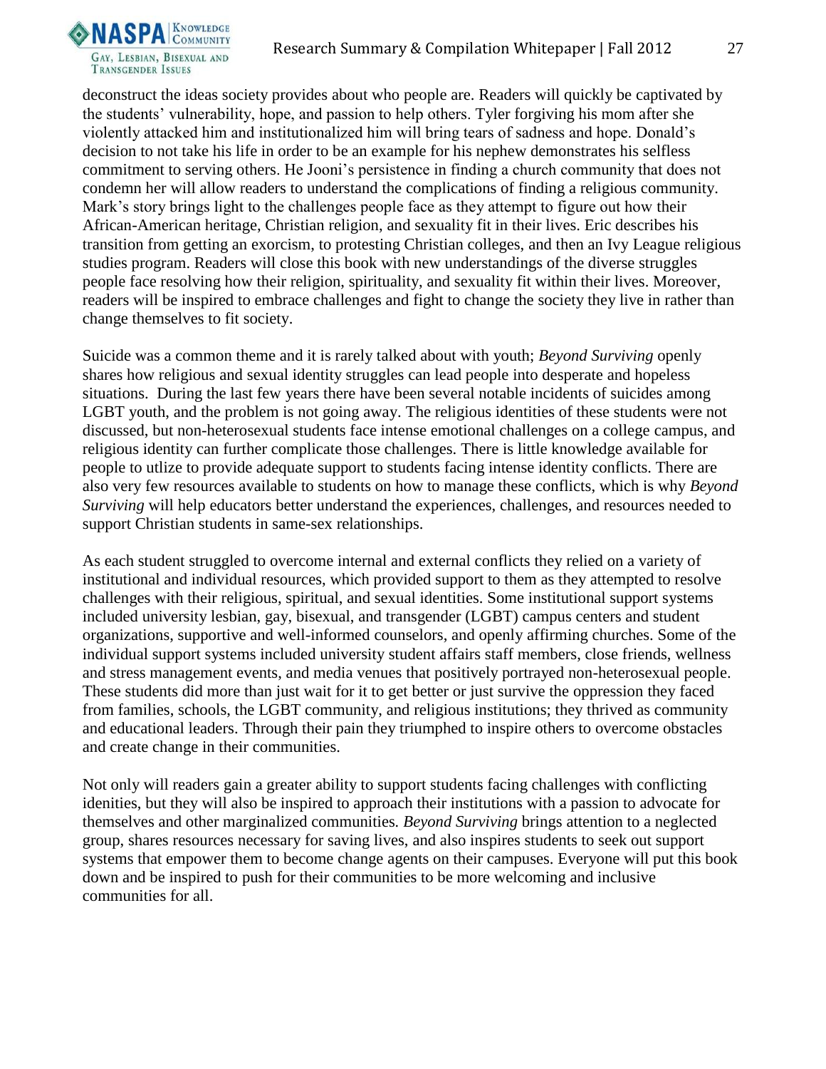deconstruct the ideas society provides about who people are. Readers will quickly be captivated by the students' vulnerability, hope, and passion to help others. Tyler forgiving his mom after she violently attacked him and institutionalized him will bring tears of sadness and hope. Donald's decision to not take his life in order to be an example for his nephew demonstrates his selfless commitment to serving others. He Jooni's persistence in finding a church community that does not condemn her will allow readers to understand the complications of finding a religious community. Mark's story brings light to the challenges people face as they attempt to figure out how their African-American heritage, Christian religion, and sexuality fit in their lives. Eric describes his transition from getting an exorcism, to protesting Christian colleges, and then an Ivy League religious studies program. Readers will close this book with new understandings of the diverse struggles people face resolving how their religion, spirituality, and sexuality fit within their lives. Moreover, readers will be inspired to embrace challenges and fight to change the society they live in rather than change themselves to fit society.

Suicide was a common theme and it is rarely talked about with youth; *Beyond Surviving* openly shares how religious and sexual identity struggles can lead people into desperate and hopeless situations. During the last few years there have been several notable incidents of suicides among LGBT youth, and the problem is not going away. The religious identities of these students were not discussed, but non-heterosexual students face intense emotional challenges on a college campus, and religious identity can further complicate those challenges. There is little knowledge available for people to utlize to provide adequate support to students facing intense identity conflicts. There are also very few resources available to students on how to manage these conflicts, which is why *Beyond Surviving* will help educators better understand the experiences, challenges, and resources needed to support Christian students in same-sex relationships.

As each student struggled to overcome internal and external conflicts they relied on a variety of institutional and individual resources, which provided support to them as they attempted to resolve challenges with their religious, spiritual, and sexual identities. Some institutional support systems included university lesbian, gay, bisexual, and transgender (LGBT) campus centers and student organizations, supportive and well-informed counselors, and openly affirming churches. Some of the individual support systems included university student affairs staff members, close friends, wellness and stress management events, and media venues that positively portrayed non-heterosexual people. These students did more than just wait for it to get better or just survive the oppression they faced from families, schools, the LGBT community, and religious institutions; they thrived as community and educational leaders. Through their pain they triumphed to inspire others to overcome obstacles and create change in their communities.

Not only will readers gain a greater ability to support students facing challenges with conflicting idenities, but they will also be inspired to approach their institutions with a passion to advocate for themselves and other marginalized communities. *Beyond Surviving* brings attention to a neglected group, shares resources necessary for saving lives, and also inspires students to seek out support systems that empower them to become change agents on their campuses. Everyone will put this book down and be inspired to push for their communities to be more welcoming and inclusive communities for all.